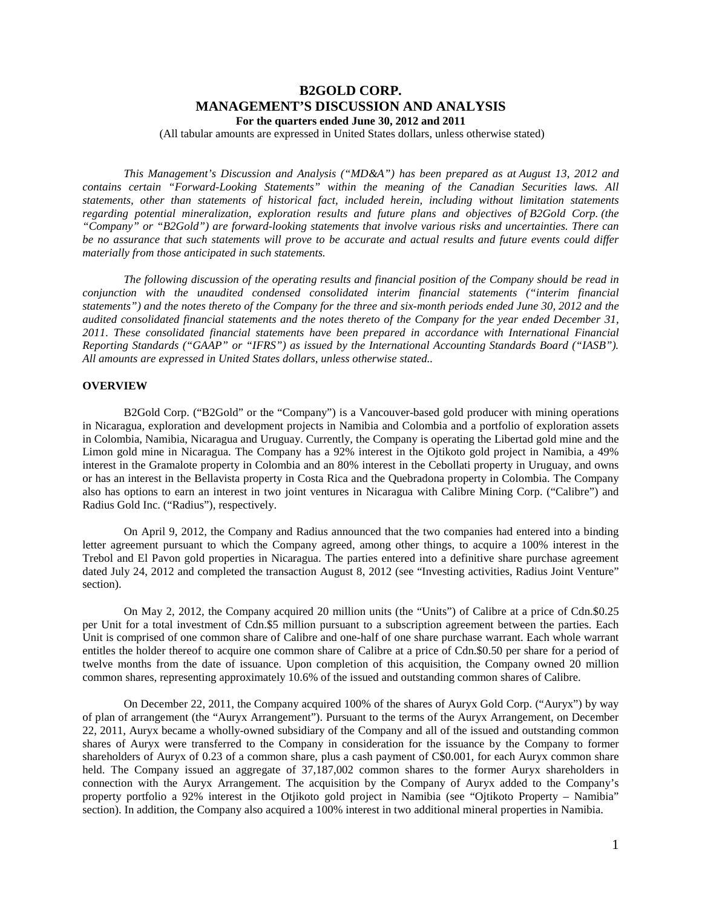# B2GOLD CORP.
# MANAGEMENT'S DISCUSSION AND ANALYSIS
### For the quarters ended June 30, 2012 and 2011

(All tabular amounts are expressed in United States dollars, unless otherwise stated)

*This Management's Discussion and Analysis ("MD&A") has been prepared as at August 13, 2012 and contains certain "Forward-Looking Statements" within the meaning of the Canadian Securities laws. All statements, other than statements of historical fact, included herein, including without limitation statements regarding potential mineralization, exploration results and future plans and objectives of B2Gold Corp. (the "Company" or "B2Gold") are forward-looking statements that involve various risks and uncertainties. There can be no assurance that such statements will prove to be accurate and actual results and future events could differ materially from those anticipated in such statements.*

*The following discussion of the operating results and financial position of the Company should be read in conjunction with the unaudited condensed consolidated interim financial statements ("interim financial statements") and the notes thereto of the Company for the three and six-month periods ended June 30, 2012 and the audited consolidated financial statements and the notes thereto of the Company for the year ended December 31, 2011. These consolidated financial statements have been prepared in accordance with International Financial Reporting Standards ("GAAP" or "IFRS") as issued by the International Accounting Standards Board ("IASB"). All amounts are expressed in United States dollars, unless otherwise stated..*

## OVERVIEW

B2Gold Corp. ("B2Gold" or the "Company") is a Vancouver-based gold producer with mining operations in Nicaragua, exploration and development projects in Namibia and Colombia and a portfolio of exploration assets in Colombia, Namibia, Nicaragua and Uruguay. Currently, the Company is operating the Libertad gold mine and the Limon gold mine in Nicaragua. The Company has a 92% interest in the Ojtikoto gold project in Namibia, a 49% interest in the Gramalote property in Colombia and an 80% interest in the Cebollati property in Uruguay, and owns or has an interest in the Bellavista property in Costa Rica and the Quebradona property in Colombia. The Company also has options to earn an interest in two joint ventures in Nicaragua with Calibre Mining Corp. ("Calibre") and Radius Gold Inc. ("Radius"), respectively.

On April 9, 2012, the Company and Radius announced that the two companies had entered into a binding letter agreement pursuant to which the Company agreed, among other things, to acquire a 100% interest in the Trebol and El Pavon gold properties in Nicaragua. The parties entered into a definitive share purchase agreement dated July 24, 2012 and completed the transaction August 8, 2012 (see "Investing activities, Radius Joint Venture" section).

On May 2, 2012, the Company acquired 20 million units (the "Units") of Calibre at a price of Cdn.\$0.25 per Unit for a total investment of Cdn.\$5 million pursuant to a subscription agreement between the parties. Each Unit is comprised of one common share of Calibre and one-half of one share purchase warrant. Each whole warrant entitles the holder thereof to acquire one common share of Calibre at a price of Cdn.\$0.50 per share for a period of twelve months from the date of issuance. Upon completion of this acquisition, the Company owned 20 million common shares, representing approximately 10.6% of the issued and outstanding common shares of Calibre.

On December 22, 2011, the Company acquired 100% of the shares of Auryx Gold Corp. ("Auryx") by way of plan of arrangement (the "Auryx Arrangement"). Pursuant to the terms of the Auryx Arrangement, on December 22, 2011, Auryx became a wholly-owned subsidiary of the Company and all of the issued and outstanding common shares of Auryx were transferred to the Company in consideration for the issuance by the Company to former shareholders of Auryx of 0.23 of a common share, plus a cash payment of C\$0.001, for each Auryx common share held. The Company issued an aggregate of 37,187,002 common shares to the former Auryx shareholders in connection with the Auryx Arrangement. The acquisition by the Company of Auryx added to the Company's property portfolio a 92% interest in the Otjikoto gold project in Namibia (see "Ojtikoto Property – Namibia" section). In addition, the Company also acquired a 100% interest in two additional mineral properties in Namibia.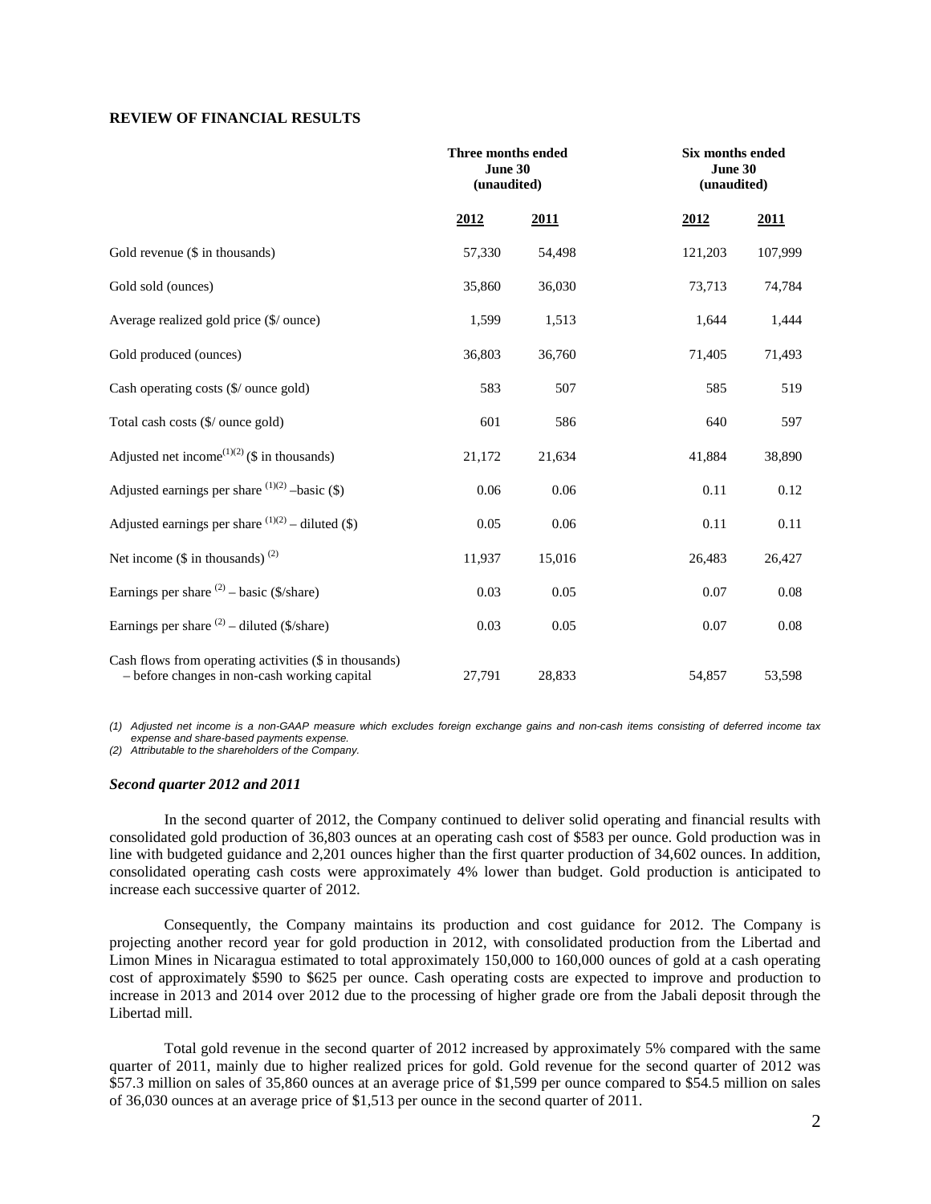**REVIEW OF FINANCIAL RESULTS**

| | Three months ended June 30 (unaudited) | | Six months ended June 30 (unaudited) | |
|---|---|---|---|---|
| | **2012** | **2011** | **2012** | **2011** |
| Gold revenue ($ in thousands) | 57,330 | 54,498 | 121,203 | 107,999 |
| Gold sold (ounces) | 35,860 | 36,030 | 73,713 | 74,784 |
| Average realized gold price ($/ ounce) | 1,599 | 1,513 | 1,644 | 1,444 |
| Gold produced (ounces) | 36,803 | 36,760 | 71,405 | 71,493 |
| Cash operating costs ($/ ounce gold) | 583 | 507 | 585 | 519 |
| Total cash costs ($/ ounce gold) | 601 | 586 | 640 | 597 |
| Adjusted net income(1)(2) ($ in thousands) | 21,172 | 21,634 | 41,884 | 38,890 |
| Adjusted earnings per share (1)(2) –basic ($) | 0.06 | 0.06 | 0.11 | 0.12 |
| Adjusted earnings per share (1)(2) – diluted ($) | 0.05 | 0.06 | 0.11 | 0.11 |
| Net income ($ in thousands) (2) | 11,937 | 15,016 | 26,483 | 26,427 |
| Earnings per share (2) – basic ($/share) | 0.03 | 0.05 | 0.07 | 0.08 |
| Earnings per share (2) – diluted ($/share) | 0.03 | 0.05 | 0.07 | 0.08 |
| Cash flows from operating activities ($ in thousands) – before changes in non-cash working capital | 27,791 | 28,833 | 54,857 | 53,598 |

*(1) Adjusted net income is a non-GAAP measure which excludes foreign exchange gains and non-cash items consisting of deferred income tax expense and share-based payments expense.*
*(2) Attributable to the shareholders of the Company.*

***Second quarter 2012 and 2011***

In the second quarter of 2012, the Company continued to deliver solid operating and financial results with consolidated gold production of 36,803 ounces at an operating cash cost of $583 per ounce. Gold production was in line with budgeted guidance and 2,201 ounces higher than the first quarter production of 34,602 ounces. In addition, consolidated operating cash costs were approximately 4% lower than budget. Gold production is anticipated to increase each successive quarter of 2012.

Consequently, the Company maintains its production and cost guidance for 2012. The Company is projecting another record year for gold production in 2012, with consolidated production from the Libertad and Limon Mines in Nicaragua estimated to total approximately 150,000 to 160,000 ounces of gold at a cash operating cost of approximately $590 to $625 per ounce. Cash operating costs are expected to improve and production to increase in 2013 and 2014 over 2012 due to the processing of higher grade ore from the Jabali deposit through the Libertad mill.

Total gold revenue in the second quarter of 2012 increased by approximately 5% compared with the same quarter of 2011, mainly due to higher realized prices for gold. Gold revenue for the second quarter of 2012 was $57.3 million on sales of 35,860 ounces at an average price of $1,599 per ounce compared to $54.5 million on sales of 36,030 ounces at an average price of $1,513 per ounce in the second quarter of 2011.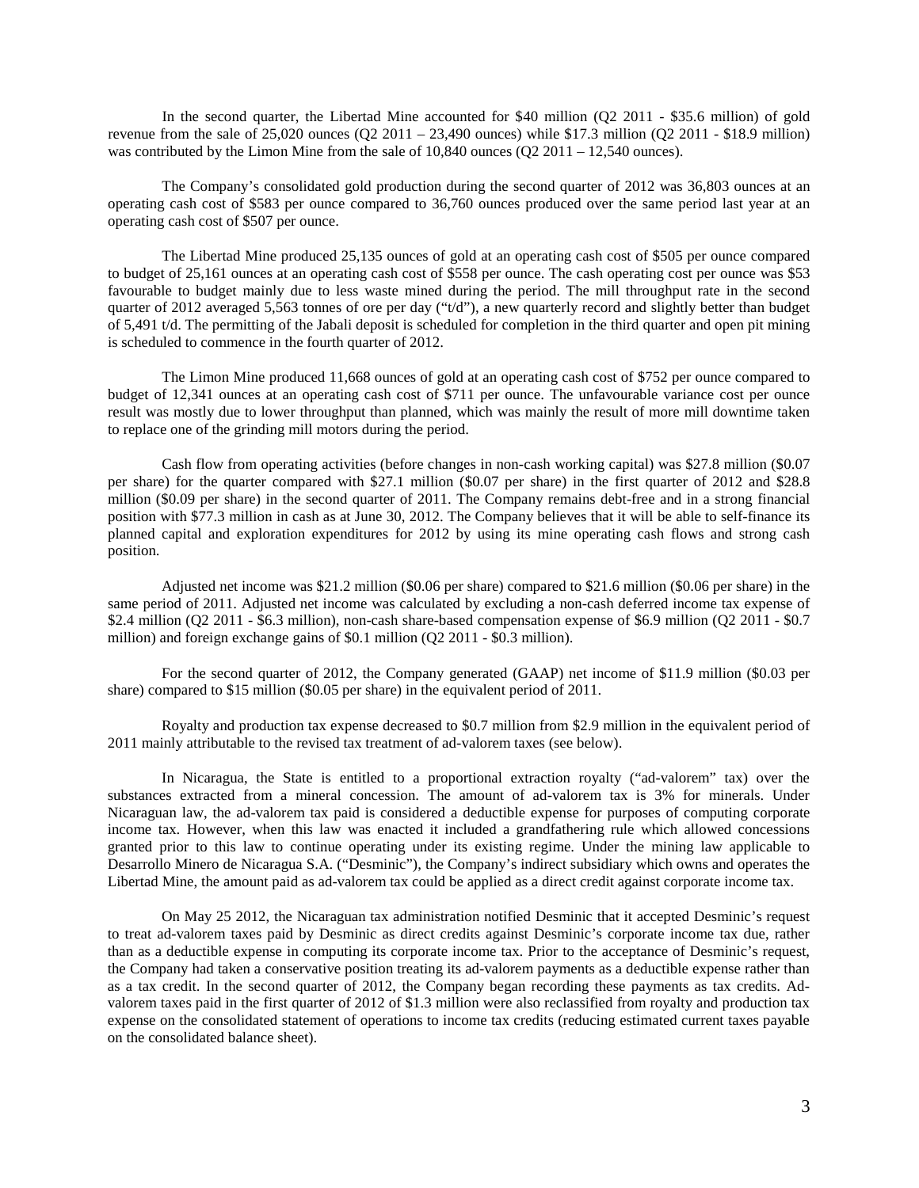In the second quarter, the Libertad Mine accounted for $40 million (Q2 2011 - $35.6 million) of gold revenue from the sale of 25,020 ounces (Q2 2011 – 23,490 ounces) while $17.3 million (Q2 2011 - $18.9 million) was contributed by the Limon Mine from the sale of 10,840 ounces (Q2 2011 – 12,540 ounces).

The Company's consolidated gold production during the second quarter of 2012 was 36,803 ounces at an operating cash cost of $583 per ounce compared to 36,760 ounces produced over the same period last year at an operating cash cost of $507 per ounce.

The Libertad Mine produced 25,135 ounces of gold at an operating cash cost of $505 per ounce compared to budget of 25,161 ounces at an operating cash cost of $558 per ounce. The cash operating cost per ounce was $53 favourable to budget mainly due to less waste mined during the period. The mill throughput rate in the second quarter of 2012 averaged 5,563 tonnes of ore per day ("t/d"), a new quarterly record and slightly better than budget of 5,491 t/d. The permitting of the Jabali deposit is scheduled for completion in the third quarter and open pit mining is scheduled to commence in the fourth quarter of 2012.

The Limon Mine produced 11,668 ounces of gold at an operating cash cost of $752 per ounce compared to budget of 12,341 ounces at an operating cash cost of $711 per ounce. The unfavourable variance cost per ounce result was mostly due to lower throughput than planned, which was mainly the result of more mill downtime taken to replace one of the grinding mill motors during the period.

Cash flow from operating activities (before changes in non-cash working capital) was $27.8 million ($0.07 per share) for the quarter compared with $27.1 million ($0.07 per share) in the first quarter of 2012 and $28.8 million ($0.09 per share) in the second quarter of 2011. The Company remains debt-free and in a strong financial position with $77.3 million in cash as at June 30, 2012. The Company believes that it will be able to self-finance its planned capital and exploration expenditures for 2012 by using its mine operating cash flows and strong cash position.

Adjusted net income was $21.2 million ($0.06 per share) compared to $21.6 million ($0.06 per share) in the same period of 2011. Adjusted net income was calculated by excluding a non-cash deferred income tax expense of $2.4 million (Q2 2011 - $6.3 million), non-cash share-based compensation expense of $6.9 million (Q2 2011 - $0.7 million) and foreign exchange gains of $0.1 million (Q2 2011 - $0.3 million).

For the second quarter of 2012, the Company generated (GAAP) net income of $11.9 million ($0.03 per share) compared to $15 million ($0.05 per share) in the equivalent period of 2011.

Royalty and production tax expense decreased to $0.7 million from $2.9 million in the equivalent period of 2011 mainly attributable to the revised tax treatment of ad-valorem taxes (see below).

In Nicaragua, the State is entitled to a proportional extraction royalty ("ad-valorem" tax) over the substances extracted from a mineral concession. The amount of ad-valorem tax is 3% for minerals. Under Nicaraguan law, the ad-valorem tax paid is considered a deductible expense for purposes of computing corporate income tax. However, when this law was enacted it included a grandfathering rule which allowed concessions granted prior to this law to continue operating under its existing regime. Under the mining law applicable to Desarrollo Minero de Nicaragua S.A. ("Desminic"), the Company's indirect subsidiary which owns and operates the Libertad Mine, the amount paid as ad-valorem tax could be applied as a direct credit against corporate income tax.

On May 25 2012, the Nicaraguan tax administration notified Desminic that it accepted Desminic's request to treat ad-valorem taxes paid by Desminic as direct credits against Desminic's corporate income tax due, rather than as a deductible expense in computing its corporate income tax. Prior to the acceptance of Desminic's request, the Company had taken a conservative position treating its ad-valorem payments as a deductible expense rather than as a tax credit. In the second quarter of 2012, the Company began recording these payments as tax credits. Ad-valorem taxes paid in the first quarter of 2012 of $1.3 million were also reclassified from royalty and production tax expense on the consolidated statement of operations to income tax credits (reducing estimated current taxes payable on the consolidated balance sheet).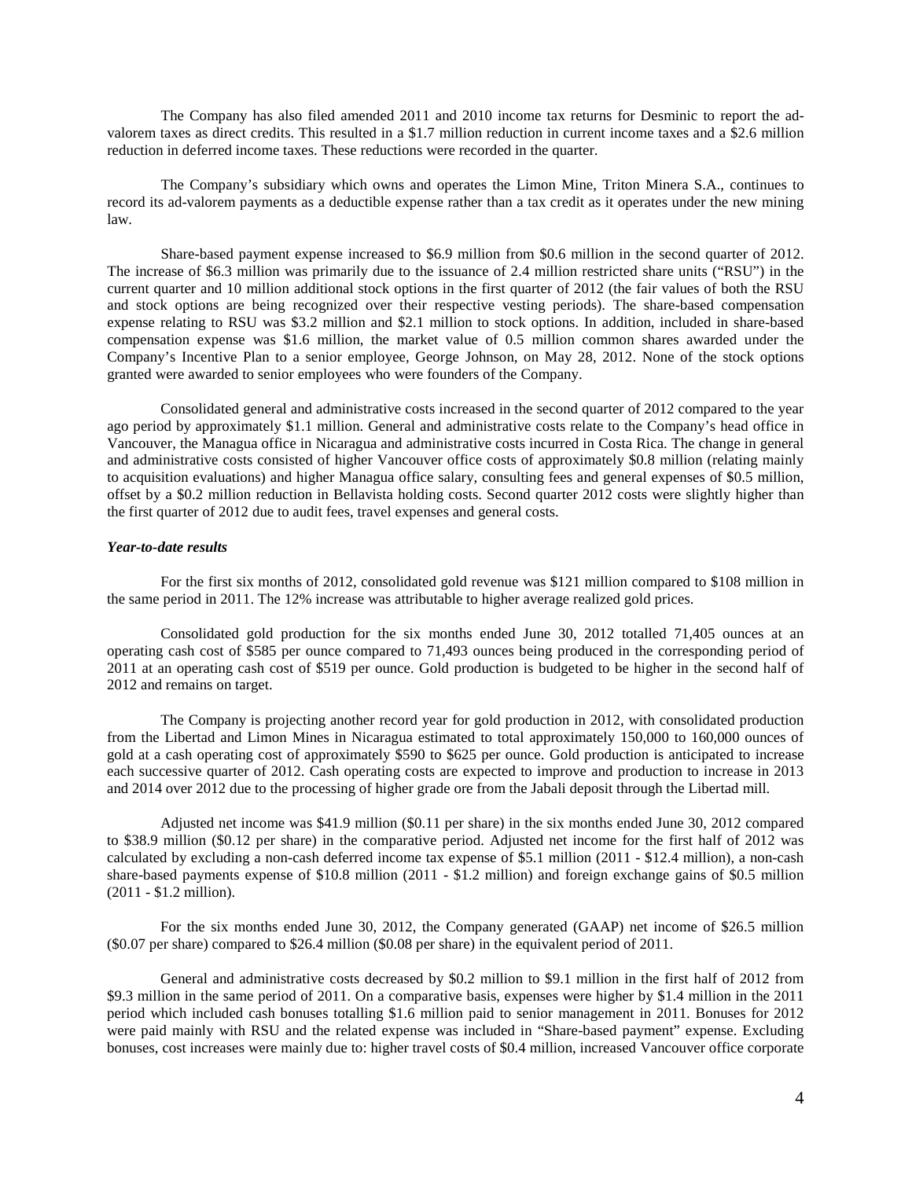The Company has also filed amended 2011 and 2010 income tax returns for Desminic to report the ad-valorem taxes as direct credits. This resulted in a $1.7 million reduction in current income taxes and a $2.6 million reduction in deferred income taxes. These reductions were recorded in the quarter.

The Company's subsidiary which owns and operates the Limon Mine, Triton Minera S.A., continues to record its ad-valorem payments as a deductible expense rather than a tax credit as it operates under the new mining law.

Share-based payment expense increased to $6.9 million from $0.6 million in the second quarter of 2012. The increase of $6.3 million was primarily due to the issuance of 2.4 million restricted share units ("RSU") in the current quarter and 10 million additional stock options in the first quarter of 2012 (the fair values of both the RSU and stock options are being recognized over their respective vesting periods). The share-based compensation expense relating to RSU was $3.2 million and $2.1 million to stock options. In addition, included in share-based compensation expense was $1.6 million, the market value of 0.5 million common shares awarded under the Company's Incentive Plan to a senior employee, George Johnson, on May 28, 2012. None of the stock options granted were awarded to senior employees who were founders of the Company.

Consolidated general and administrative costs increased in the second quarter of 2012 compared to the year ago period by approximately $1.1 million. General and administrative costs relate to the Company's head office in Vancouver, the Managua office in Nicaragua and administrative costs incurred in Costa Rica. The change in general and administrative costs consisted of higher Vancouver office costs of approximately $0.8 million (relating mainly to acquisition evaluations) and higher Managua office salary, consulting fees and general expenses of $0.5 million, offset by a $0.2 million reduction in Bellavista holding costs. Second quarter 2012 costs were slightly higher than the first quarter of 2012 due to audit fees, travel expenses and general costs.

### *Year-to-date results*

For the first six months of 2012, consolidated gold revenue was $121 million compared to $108 million in the same period in 2011. The 12% increase was attributable to higher average realized gold prices.

Consolidated gold production for the six months ended June 30, 2012 totalled 71,405 ounces at an operating cash cost of $585 per ounce compared to 71,493 ounces being produced in the corresponding period of 2011 at an operating cash cost of $519 per ounce. Gold production is budgeted to be higher in the second half of 2012 and remains on target.

The Company is projecting another record year for gold production in 2012, with consolidated production from the Libertad and Limon Mines in Nicaragua estimated to total approximately 150,000 to 160,000 ounces of gold at a cash operating cost of approximately $590 to $625 per ounce. Gold production is anticipated to increase each successive quarter of 2012. Cash operating costs are expected to improve and production to increase in 2013 and 2014 over 2012 due to the processing of higher grade ore from the Jabali deposit through the Libertad mill.

Adjusted net income was $41.9 million ($0.11 per share) in the six months ended June 30, 2012 compared to $38.9 million ($0.12 per share) in the comparative period. Adjusted net income for the first half of 2012 was calculated by excluding a non-cash deferred income tax expense of $5.1 million (2011 - $12.4 million), a non-cash share-based payments expense of $10.8 million (2011 - $1.2 million) and foreign exchange gains of $0.5 million (2011 - $1.2 million).

For the six months ended June 30, 2012, the Company generated (GAAP) net income of $26.5 million ($0.07 per share) compared to $26.4 million ($0.08 per share) in the equivalent period of 2011.

General and administrative costs decreased by $0.2 million to $9.1 million in the first half of 2012 from $9.3 million in the same period of 2011. On a comparative basis, expenses were higher by $1.4 million in the 2011 period which included cash bonuses totalling $1.6 million paid to senior management in 2011. Bonuses for 2012 were paid mainly with RSU and the related expense was included in "Share-based payment" expense. Excluding bonuses, cost increases were mainly due to: higher travel costs of $0.4 million, increased Vancouver office corporate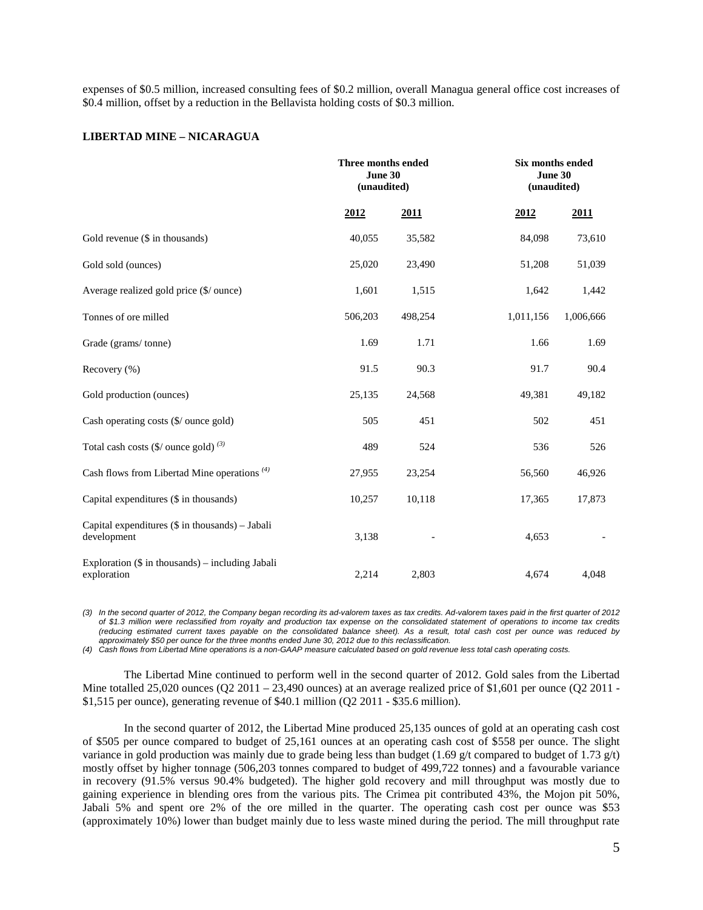expenses of \$0.5 million, increased consulting fees of \$0.2 million, overall Managua general office cost increases of \$0.4 million, offset by a reduction in the Bellavista holding costs of \$0.3 million.

**LIBERTAD MINE – NICARAGUA**

| | Three months ended June 30 (unaudited) | | Six months ended June 30 (unaudited) | |
|---|---|---|---|---|
| | **2012** | **2011** | **2012** | **2011** |
| Gold revenue (\$ in thousands) | 40,055 | 35,582 | 84,098 | 73,610 |
| Gold sold (ounces) | 25,020 | 23,490 | 51,208 | 51,039 |
| Average realized gold price (\$/ ounce) | 1,601 | 1,515 | 1,642 | 1,442 |
| Tonnes of ore milled | 506,203 | 498,254 | 1,011,156 | 1,006,666 |
| Grade (grams/ tonne) | 1.69 | 1.71 | 1.66 | 1.69 |
| Recovery (%) | 91.5 | 90.3 | 91.7 | 90.4 |
| Gold production (ounces) | 25,135 | 24,568 | 49,381 | 49,182 |
| Cash operating costs (\$/ ounce gold) | 505 | 451 | 502 | 451 |
| Total cash costs (\$/ ounce gold) (3) | 489 | 524 | 536 | 526 |
| Cash flows from Libertad Mine operations (4) | 27,955 | 23,254 | 56,560 | 46,926 |
| Capital expenditures (\$ in thousands) | 10,257 | 10,118 | 17,365 | 17,873 |
| Capital expenditures (\$ in thousands) – Jabali development | 3,138 | - | 4,653 | - |
| Exploration (\$ in thousands) – including Jabali exploration | 2,214 | 2,803 | 4,674 | 4,048 |

*(3) In the second quarter of 2012, the Company began recording its ad-valorem taxes as tax credits. Ad-valorem taxes paid in the first quarter of 2012 of \$1.3 million were reclassified from royalty and production tax expense on the consolidated statement of operations to income tax credits (reducing estimated current taxes payable on the consolidated balance sheet). As a result, total cash cost per ounce was reduced by approximately \$50 per ounce for the three months ended June 30, 2012 due to this reclassification.*

*(4) Cash flows from Libertad Mine operations is a non-GAAP measure calculated based on gold revenue less total cash operating costs.*

The Libertad Mine continued to perform well in the second quarter of 2012. Gold sales from the Libertad Mine totalled 25,020 ounces (Q2 2011 – 23,490 ounces) at an average realized price of \$1,601 per ounce (Q2 2011 - \$1,515 per ounce), generating revenue of \$40.1 million (Q2 2011 - \$35.6 million).

In the second quarter of 2012, the Libertad Mine produced 25,135 ounces of gold at an operating cash cost of \$505 per ounce compared to budget of 25,161 ounces at an operating cash cost of \$558 per ounce. The slight variance in gold production was mainly due to grade being less than budget (1.69 g/t compared to budget of 1.73 g/t) mostly offset by higher tonnage (506,203 tonnes compared to budget of 499,722 tonnes) and a favourable variance in recovery (91.5% versus 90.4% budgeted). The higher gold recovery and mill throughput was mostly due to gaining experience in blending ores from the various pits. The Crimea pit contributed 43%, the Mojon pit 50%, Jabali 5% and spent ore 2% of the ore milled in the quarter. The operating cash cost per ounce was \$53 (approximately 10%) lower than budget mainly due to less waste mined during the period. The mill throughput rate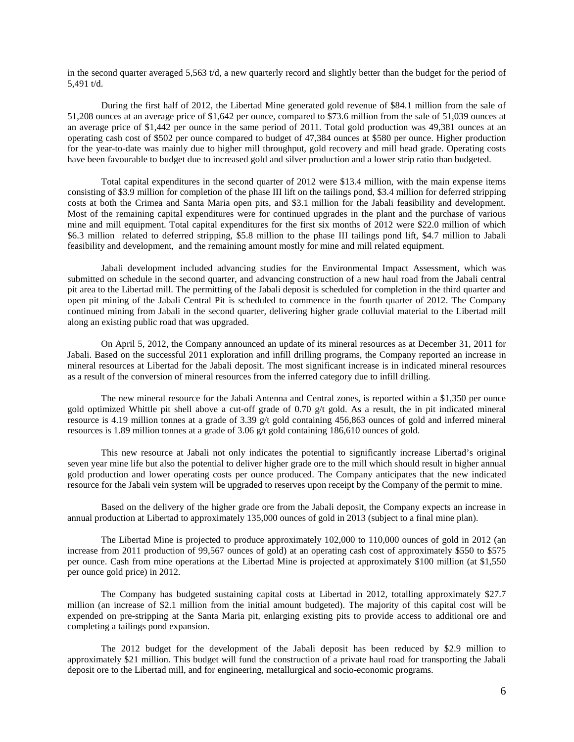in the second quarter averaged 5,563 t/d, a new quarterly record and slightly better than the budget for the period of 5,491 t/d.

During the first half of 2012, the Libertad Mine generated gold revenue of \$84.1 million from the sale of 51,208 ounces at an average price of \$1,642 per ounce, compared to \$73.6 million from the sale of 51,039 ounces at an average price of \$1,442 per ounce in the same period of 2011. Total gold production was 49,381 ounces at an operating cash cost of \$502 per ounce compared to budget of 47,384 ounces at \$580 per ounce. Higher production for the year-to-date was mainly due to higher mill throughput, gold recovery and mill head grade. Operating costs have been favourable to budget due to increased gold and silver production and a lower strip ratio than budgeted.

Total capital expenditures in the second quarter of 2012 were \$13.4 million, with the main expense items consisting of \$3.9 million for completion of the phase III lift on the tailings pond, \$3.4 million for deferred stripping costs at both the Crimea and Santa Maria open pits, and \$3.1 million for the Jabali feasibility and development. Most of the remaining capital expenditures were for continued upgrades in the plant and the purchase of various mine and mill equipment. Total capital expenditures for the first six months of 2012 were \$22.0 million of which \$6.3 million related to deferred stripping, \$5.8 million to the phase III tailings pond lift, \$4.7 million to Jabali feasibility and development, and the remaining amount mostly for mine and mill related equipment.

Jabali development included advancing studies for the Environmental Impact Assessment, which was submitted on schedule in the second quarter, and advancing construction of a new haul road from the Jabali central pit area to the Libertad mill. The permitting of the Jabali deposit is scheduled for completion in the third quarter and open pit mining of the Jabali Central Pit is scheduled to commence in the fourth quarter of 2012. The Company continued mining from Jabali in the second quarter, delivering higher grade colluvial material to the Libertad mill along an existing public road that was upgraded.

On April 5, 2012, the Company announced an update of its mineral resources as at December 31, 2011 for Jabali. Based on the successful 2011 exploration and infill drilling programs, the Company reported an increase in mineral resources at Libertad for the Jabali deposit. The most significant increase is in indicated mineral resources as a result of the conversion of mineral resources from the inferred category due to infill drilling.

The new mineral resource for the Jabali Antenna and Central zones, is reported within a \$1,350 per ounce gold optimized Whittle pit shell above a cut-off grade of 0.70 g/t gold. As a result, the in pit indicated mineral resource is 4.19 million tonnes at a grade of 3.39 g/t gold containing 456,863 ounces of gold and inferred mineral resources is 1.89 million tonnes at a grade of 3.06 g/t gold containing 186,610 ounces of gold.

This new resource at Jabali not only indicates the potential to significantly increase Libertad's original seven year mine life but also the potential to deliver higher grade ore to the mill which should result in higher annual gold production and lower operating costs per ounce produced. The Company anticipates that the new indicated resource for the Jabali vein system will be upgraded to reserves upon receipt by the Company of the permit to mine.

Based on the delivery of the higher grade ore from the Jabali deposit, the Company expects an increase in annual production at Libertad to approximately 135,000 ounces of gold in 2013 (subject to a final mine plan).

The Libertad Mine is projected to produce approximately 102,000 to 110,000 ounces of gold in 2012 (an increase from 2011 production of 99,567 ounces of gold) at an operating cash cost of approximately \$550 to \$575 per ounce. Cash from mine operations at the Libertad Mine is projected at approximately \$100 million (at \$1,550 per ounce gold price) in 2012.

The Company has budgeted sustaining capital costs at Libertad in 2012, totalling approximately \$27.7 million (an increase of \$2.1 million from the initial amount budgeted). The majority of this capital cost will be expended on pre-stripping at the Santa Maria pit, enlarging existing pits to provide access to additional ore and completing a tailings pond expansion.

The 2012 budget for the development of the Jabali deposit has been reduced by \$2.9 million to approximately \$21 million. This budget will fund the construction of a private haul road for transporting the Jabali deposit ore to the Libertad mill, and for engineering, metallurgical and socio-economic programs.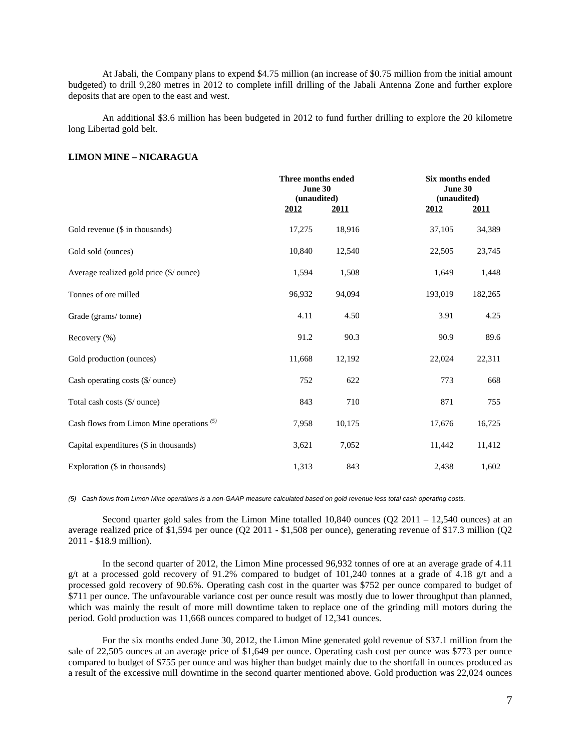At Jabali, the Company plans to expend $4.75 million (an increase of $0.75 million from the initial amount budgeted) to drill 9,280 metres in 2012 to complete infill drilling of the Jabali Antenna Zone and further explore deposits that are open to the east and west.

An additional $3.6 million has been budgeted in 2012 to fund further drilling to explore the 20 kilometre long Libertad gold belt.

**LIMON MINE – NICARAGUA**

| | Three months ended June 30 (unaudited) | | Six months ended June 30 (unaudited) | |
|---|---|---|---|---|
| | 2012 | 2011 | 2012 | 2011 |
| Gold revenue ($ in thousands) | 17,275 | 18,916 | 37,105 | 34,389 |
| Gold sold (ounces) | 10,840 | 12,540 | 22,505 | 23,745 |
| Average realized gold price ($/ ounce) | 1,594 | 1,508 | 1,649 | 1,448 |
| Tonnes of ore milled | 96,932 | 94,094 | 193,019 | 182,265 |
| Grade (grams/ tonne) | 4.11 | 4.50 | 3.91 | 4.25 |
| Recovery (%) | 91.2 | 90.3 | 90.9 | 89.6 |
| Gold production (ounces) | 11,668 | 12,192 | 22,024 | 22,311 |
| Cash operating costs ($/ ounce) | 752 | 622 | 773 | 668 |
| Total cash costs ($/ ounce) | 843 | 710 | 871 | 755 |
| Cash flows from Limon Mine operations [(5)] | 7,958 | 10,175 | 17,676 | 16,725 |
| Capital expenditures ($ in thousands) | 3,621 | 7,052 | 11,442 | 11,412 |
| Exploration ($ in thousands) | 1,313 | 843 | 2,438 | 1,602 |

*(5) Cash flows from Limon Mine operations is a non-GAAP measure calculated based on gold revenue less total cash operating costs.*

Second quarter gold sales from the Limon Mine totalled 10,840 ounces (Q2 2011 – 12,540 ounces) at an average realized price of $1,594 per ounce (Q2 2011 - $1,508 per ounce), generating revenue of $17.3 million (Q2 2011 - $18.9 million).

In the second quarter of 2012, the Limon Mine processed 96,932 tonnes of ore at an average grade of 4.11 g/t at a processed gold recovery of 91.2% compared to budget of 101,240 tonnes at a grade of 4.18 g/t and a processed gold recovery of 90.6%. Operating cash cost in the quarter was $752 per ounce compared to budget of $711 per ounce. The unfavourable variance cost per ounce result was mostly due to lower throughput than planned, which was mainly the result of more mill downtime taken to replace one of the grinding mill motors during the period. Gold production was 11,668 ounces compared to budget of 12,341 ounces.

For the six months ended June 30, 2012, the Limon Mine generated gold revenue of $37.1 million from the sale of 22,505 ounces at an average price of $1,649 per ounce. Operating cash cost per ounce was $773 per ounce compared to budget of $755 per ounce and was higher than budget mainly due to the shortfall in ounces produced as a result of the excessive mill downtime in the second quarter mentioned above. Gold production was 22,024 ounces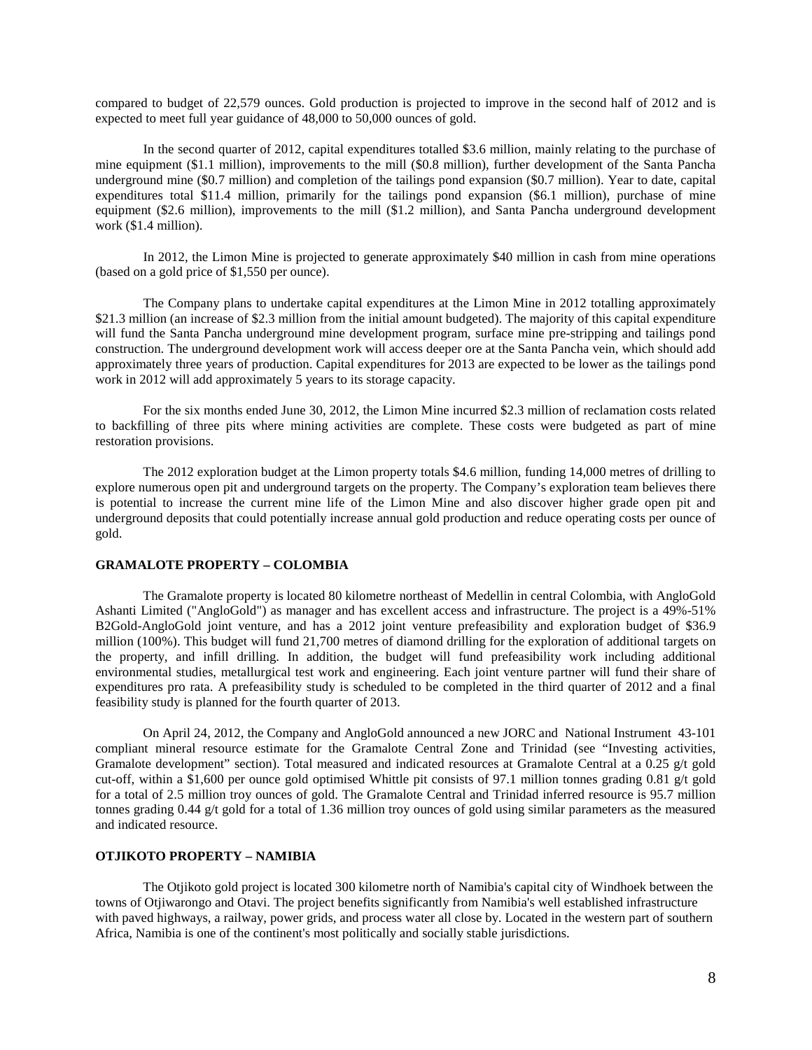compared to budget of 22,579 ounces. Gold production is projected to improve in the second half of 2012 and is expected to meet full year guidance of 48,000 to 50,000 ounces of gold.

In the second quarter of 2012, capital expenditures totalled $3.6 million, mainly relating to the purchase of mine equipment ($1.1 million), improvements to the mill ($0.8 million), further development of the Santa Pancha underground mine ($0.7 million) and completion of the tailings pond expansion ($0.7 million). Year to date, capital expenditures total $11.4 million, primarily for the tailings pond expansion ($6.1 million), purchase of mine equipment ($2.6 million), improvements to the mill ($1.2 million), and Santa Pancha underground development work ($1.4 million).

In 2012, the Limon Mine is projected to generate approximately $40 million in cash from mine operations (based on a gold price of $1,550 per ounce).

The Company plans to undertake capital expenditures at the Limon Mine in 2012 totalling approximately $21.3 million (an increase of $2.3 million from the initial amount budgeted). The majority of this capital expenditure will fund the Santa Pancha underground mine development program, surface mine pre-stripping and tailings pond construction. The underground development work will access deeper ore at the Santa Pancha vein, which should add approximately three years of production. Capital expenditures for 2013 are expected to be lower as the tailings pond work in 2012 will add approximately 5 years to its storage capacity.

For the six months ended June 30, 2012, the Limon Mine incurred $2.3 million of reclamation costs related to backfilling of three pits where mining activities are complete. These costs were budgeted as part of mine restoration provisions.

The 2012 exploration budget at the Limon property totals $4.6 million, funding 14,000 metres of drilling to explore numerous open pit and underground targets on the property. The Company's exploration team believes there is potential to increase the current mine life of the Limon Mine and also discover higher grade open pit and underground deposits that could potentially increase annual gold production and reduce operating costs per ounce of gold.

## GRAMALOTE PROPERTY – COLOMBIA

The Gramalote property is located 80 kilometre northeast of Medellin in central Colombia, with AngloGold Ashanti Limited ("AngloGold") as manager and has excellent access and infrastructure. The project is a 49%-51% B2Gold-AngloGold joint venture, and has a 2012 joint venture prefeasibility and exploration budget of $36.9 million (100%). This budget will fund 21,700 metres of diamond drilling for the exploration of additional targets on the property, and infill drilling. In addition, the budget will fund prefeasibility work including additional environmental studies, metallurgical test work and engineering. Each joint venture partner will fund their share of expenditures pro rata. A prefeasibility study is scheduled to be completed in the third quarter of 2012 and a final feasibility study is planned for the fourth quarter of 2013.

On April 24, 2012, the Company and AngloGold announced a new JORC and National Instrument 43-101 compliant mineral resource estimate for the Gramalote Central Zone and Trinidad (see "Investing activities, Gramalote development" section). Total measured and indicated resources at Gramalote Central at a 0.25 g/t gold cut-off, within a $1,600 per ounce gold optimised Whittle pit consists of 97.1 million tonnes grading 0.81 g/t gold for a total of 2.5 million troy ounces of gold. The Gramalote Central and Trinidad inferred resource is 95.7 million tonnes grading 0.44 g/t gold for a total of 1.36 million troy ounces of gold using similar parameters as the measured and indicated resource.

## OTJIKOTO PROPERTY – NAMIBIA

The Otjikoto gold project is located 300 kilometre north of Namibia's capital city of Windhoek between the towns of Otjiwarongo and Otavi. The project benefits significantly from Namibia's well established infrastructure with paved highways, a railway, power grids, and process water all close by. Located in the western part of southern Africa, Namibia is one of the continent's most politically and socially stable jurisdictions.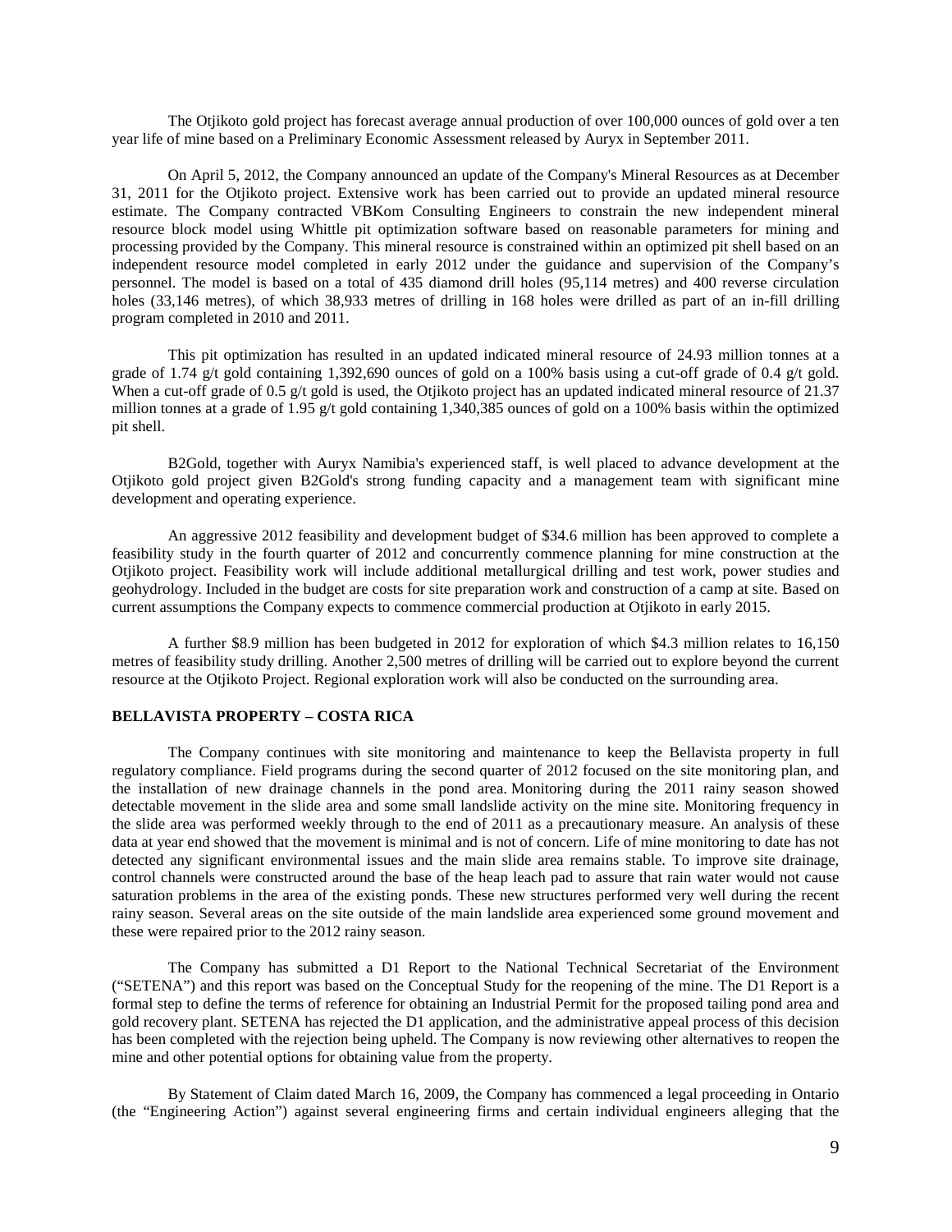The Otjikoto gold project has forecast average annual production of over 100,000 ounces of gold over a ten year life of mine based on a Preliminary Economic Assessment released by Auryx in September 2011.

On April 5, 2012, the Company announced an update of the Company's Mineral Resources as at December 31, 2011 for the Otjikoto project. Extensive work has been carried out to provide an updated mineral resource estimate. The Company contracted VBKom Consulting Engineers to constrain the new independent mineral resource block model using Whittle pit optimization software based on reasonable parameters for mining and processing provided by the Company. This mineral resource is constrained within an optimized pit shell based on an independent resource model completed in early 2012 under the guidance and supervision of the Company's personnel. The model is based on a total of 435 diamond drill holes (95,114 metres) and 400 reverse circulation holes (33,146 metres), of which 38,933 metres of drilling in 168 holes were drilled as part of an in-fill drilling program completed in 2010 and 2011.

This pit optimization has resulted in an updated indicated mineral resource of 24.93 million tonnes at a grade of 1.74 g/t gold containing 1,392,690 ounces of gold on a 100% basis using a cut-off grade of 0.4 g/t gold. When a cut-off grade of 0.5 g/t gold is used, the Otjikoto project has an updated indicated mineral resource of 21.37 million tonnes at a grade of 1.95 g/t gold containing 1,340,385 ounces of gold on a 100% basis within the optimized pit shell.

B2Gold, together with Auryx Namibia's experienced staff, is well placed to advance development at the Otjikoto gold project given B2Gold's strong funding capacity and a management team with significant mine development and operating experience.

An aggressive 2012 feasibility and development budget of $34.6 million has been approved to complete a feasibility study in the fourth quarter of 2012 and concurrently commence planning for mine construction at the Otjikoto project. Feasibility work will include additional metallurgical drilling and test work, power studies and geohydrology. Included in the budget are costs for site preparation work and construction of a camp at site. Based on current assumptions the Company expects to commence commercial production at Otjikoto in early 2015.

A further $8.9 million has been budgeted in 2012 for exploration of which $4.3 million relates to 16,150 metres of feasibility study drilling. Another 2,500 metres of drilling will be carried out to explore beyond the current resource at the Otjikoto Project. Regional exploration work will also be conducted on the surrounding area.

**BELLAVISTA PROPERTY – COSTA RICA**

The Company continues with site monitoring and maintenance to keep the Bellavista property in full regulatory compliance. Field programs during the second quarter of 2012 focused on the site monitoring plan, and the installation of new drainage channels in the pond area. Monitoring during the 2011 rainy season showed detectable movement in the slide area and some small landslide activity on the mine site. Monitoring frequency in the slide area was performed weekly through to the end of 2011 as a precautionary measure. An analysis of these data at year end showed that the movement is minimal and is not of concern. Life of mine monitoring to date has not detected any significant environmental issues and the main slide area remains stable. To improve site drainage, control channels were constructed around the base of the heap leach pad to assure that rain water would not cause saturation problems in the area of the existing ponds. These new structures performed very well during the recent rainy season. Several areas on the site outside of the main landslide area experienced some ground movement and these were repaired prior to the 2012 rainy season.

The Company has submitted a D1 Report to the National Technical Secretariat of the Environment ("SETENA") and this report was based on the Conceptual Study for the reopening of the mine. The D1 Report is a formal step to define the terms of reference for obtaining an Industrial Permit for the proposed tailing pond area and gold recovery plant. SETENA has rejected the D1 application, and the administrative appeal process of this decision has been completed with the rejection being upheld. The Company is now reviewing other alternatives to reopen the mine and other potential options for obtaining value from the property.

By Statement of Claim dated March 16, 2009, the Company has commenced a legal proceeding in Ontario (the "Engineering Action") against several engineering firms and certain individual engineers alleging that the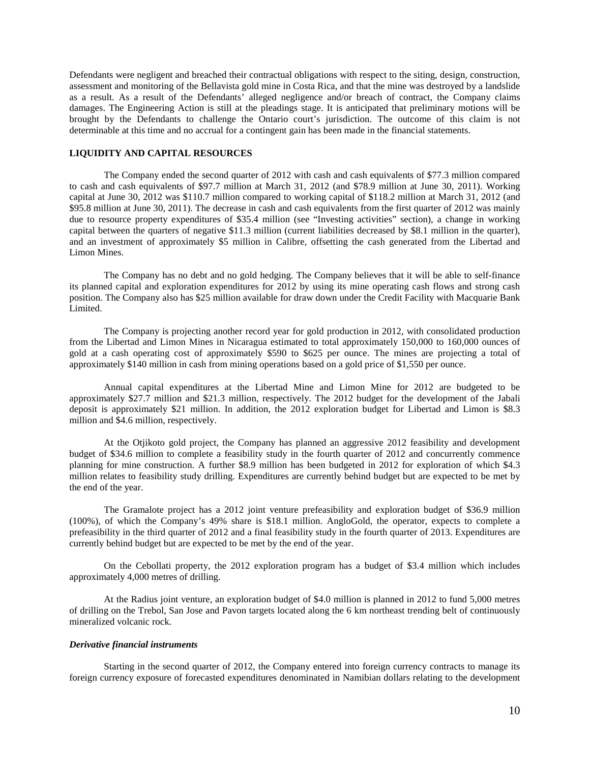Defendants were negligent and breached their contractual obligations with respect to the siting, design, construction, assessment and monitoring of the Bellavista gold mine in Costa Rica, and that the mine was destroyed by a landslide as a result. As a result of the Defendants' alleged negligence and/or breach of contract, the Company claims damages. The Engineering Action is still at the pleadings stage. It is anticipated that preliminary motions will be brought by the Defendants to challenge the Ontario court's jurisdiction. The outcome of this claim is not determinable at this time and no accrual for a contingent gain has been made in the financial statements.

**LIQUIDITY AND CAPITAL RESOURCES**

The Company ended the second quarter of 2012 with cash and cash equivalents of $77.3 million compared to cash and cash equivalents of $97.7 million at March 31, 2012 (and $78.9 million at June 30, 2011). Working capital at June 30, 2012 was $110.7 million compared to working capital of $118.2 million at March 31, 2012 (and $95.8 million at June 30, 2011). The decrease in cash and cash equivalents from the first quarter of 2012 was mainly due to resource property expenditures of $35.4 million (see "Investing activities" section), a change in working capital between the quarters of negative $11.3 million (current liabilities decreased by $8.1 million in the quarter), and an investment of approximately $5 million in Calibre, offsetting the cash generated from the Libertad and Limon Mines.

The Company has no debt and no gold hedging. The Company believes that it will be able to self-finance its planned capital and exploration expenditures for 2012 by using its mine operating cash flows and strong cash position. The Company also has $25 million available for draw down under the Credit Facility with Macquarie Bank Limited.

The Company is projecting another record year for gold production in 2012, with consolidated production from the Libertad and Limon Mines in Nicaragua estimated to total approximately 150,000 to 160,000 ounces of gold at a cash operating cost of approximately $590 to $625 per ounce. The mines are projecting a total of approximately $140 million in cash from mining operations based on a gold price of $1,550 per ounce.

Annual capital expenditures at the Libertad Mine and Limon Mine for 2012 are budgeted to be approximately $27.7 million and $21.3 million, respectively. The 2012 budget for the development of the Jabali deposit is approximately $21 million. In addition, the 2012 exploration budget for Libertad and Limon is $8.3 million and $4.6 million, respectively.

At the Otjikoto gold project, the Company has planned an aggressive 2012 feasibility and development budget of $34.6 million to complete a feasibility study in the fourth quarter of 2012 and concurrently commence planning for mine construction. A further $8.9 million has been budgeted in 2012 for exploration of which $4.3 million relates to feasibility study drilling. Expenditures are currently behind budget but are expected to be met by the end of the year.

The Gramalote project has a 2012 joint venture prefeasibility and exploration budget of $36.9 million (100%), of which the Company's 49% share is $18.1 million. AngloGold, the operator, expects to complete a prefeasibility in the third quarter of 2012 and a final feasibility study in the fourth quarter of 2013. Expenditures are currently behind budget but are expected to be met by the end of the year.

On the Cebollati property, the 2012 exploration program has a budget of $3.4 million which includes approximately 4,000 metres of drilling.

At the Radius joint venture, an exploration budget of $4.0 million is planned in 2012 to fund 5,000 metres of drilling on the Trebol, San Jose and Pavon targets located along the 6 km northeast trending belt of continuously mineralized volcanic rock.

***Derivative financial instruments***

Starting in the second quarter of 2012, the Company entered into foreign currency contracts to manage its foreign currency exposure of forecasted expenditures denominated in Namibian dollars relating to the development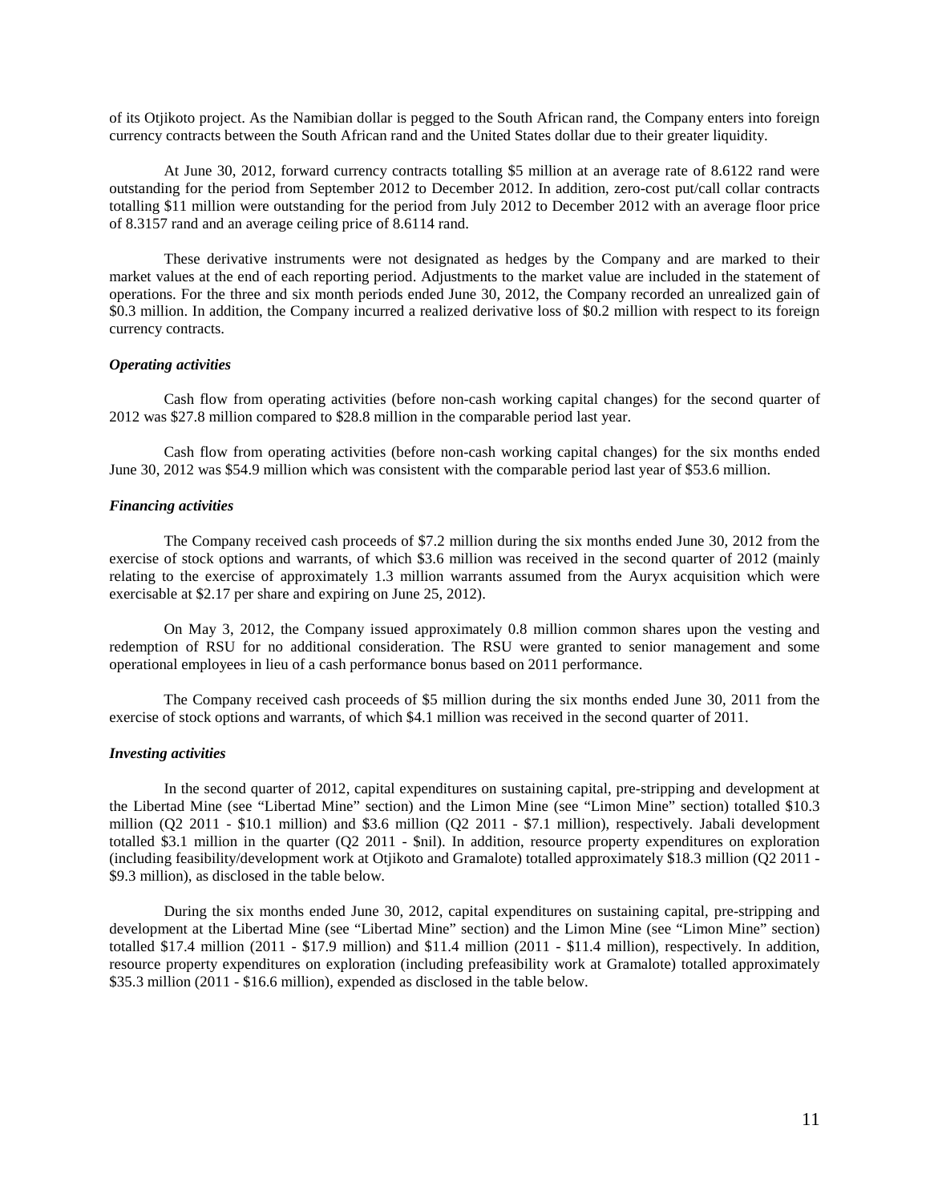of its Otjikoto project. As the Namibian dollar is pegged to the South African rand, the Company enters into foreign currency contracts between the South African rand and the United States dollar due to their greater liquidity.

At June 30, 2012, forward currency contracts totalling $5 million at an average rate of 8.6122 rand were outstanding for the period from September 2012 to December 2012. In addition, zero-cost put/call collar contracts totalling $11 million were outstanding for the period from July 2012 to December 2012 with an average floor price of 8.3157 rand and an average ceiling price of 8.6114 rand.

These derivative instruments were not designated as hedges by the Company and are marked to their market values at the end of each reporting period. Adjustments to the market value are included in the statement of operations. For the three and six month periods ended June 30, 2012, the Company recorded an unrealized gain of $0.3 million. In addition, the Company incurred a realized derivative loss of $0.2 million with respect to its foreign currency contracts.

***Operating activities***

Cash flow from operating activities (before non-cash working capital changes) for the second quarter of 2012 was $27.8 million compared to $28.8 million in the comparable period last year.

Cash flow from operating activities (before non-cash working capital changes) for the six months ended June 30, 2012 was $54.9 million which was consistent with the comparable period last year of $53.6 million.

***Financing activities***

The Company received cash proceeds of $7.2 million during the six months ended June 30, 2012 from the exercise of stock options and warrants, of which $3.6 million was received in the second quarter of 2012 (mainly relating to the exercise of approximately 1.3 million warrants assumed from the Auryx acquisition which were exercisable at $2.17 per share and expiring on June 25, 2012).

On May 3, 2012, the Company issued approximately 0.8 million common shares upon the vesting and redemption of RSU for no additional consideration. The RSU were granted to senior management and some operational employees in lieu of a cash performance bonus based on 2011 performance.

The Company received cash proceeds of $5 million during the six months ended June 30, 2011 from the exercise of stock options and warrants, of which $4.1 million was received in the second quarter of 2011.

***Investing activities***

In the second quarter of 2012, capital expenditures on sustaining capital, pre-stripping and development at the Libertad Mine (see "Libertad Mine" section) and the Limon Mine (see "Limon Mine" section) totalled $10.3 million (Q2 2011 - $10.1 million) and $3.6 million (Q2 2011 - $7.1 million), respectively. Jabali development totalled $3.1 million in the quarter (Q2 2011 - $nil). In addition, resource property expenditures on exploration (including feasibility/development work at Otjikoto and Gramalote) totalled approximately $18.3 million (Q2 2011 - $9.3 million), as disclosed in the table below.

During the six months ended June 30, 2012, capital expenditures on sustaining capital, pre-stripping and development at the Libertad Mine (see "Libertad Mine" section) and the Limon Mine (see "Limon Mine" section) totalled $17.4 million (2011 - $17.9 million) and $11.4 million (2011 - $11.4 million), respectively. In addition, resource property expenditures on exploration (including prefeasibility work at Gramalote) totalled approximately $35.3 million (2011 - $16.6 million), expended as disclosed in the table below.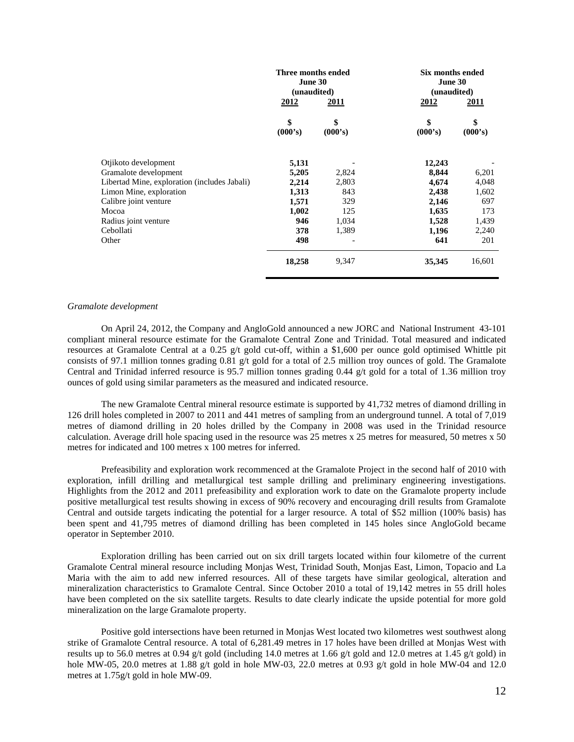| | Three months ended June 30 (unaudited) | | Six months ended June 30 (unaudited) | |
|---|---|---|---|---|
| | **2012** | **2011** | **2012** | **2011** |
| | **\$ (000's)** | **\$ (000's)** | **\$ (000's)** | **\$ (000's)** |
| Otjikoto development | **5,131** | - | **12,243** | - |
| Gramalote development | **5,205** | 2,824 | **8,844** | 6,201 |
| Libertad Mine, exploration (includes Jabali) | **2,214** | 2,803 | **4,674** | 4,048 |
| Limon Mine, exploration | **1,313** | 843 | **2,438** | 1,602 |
| Calibre joint venture | **1,571** | 329 | **2,146** | 697 |
| Mocoa | **1,002** | 125 | **1,635** | 173 |
| Radius joint venture | **946** | 1,034 | **1,528** | 1,439 |
| Cebollati | **378** | 1,389 | **1,196** | 2,240 |
| Other | **498** | - | **641** | 201 |
| | **18,258** | 9,347 | **35,345** | 16,601 |

*Gramalote development*

On April 24, 2012, the Company and AngloGold announced a new JORC and National Instrument 43-101 compliant mineral resource estimate for the Gramalote Central Zone and Trinidad. Total measured and indicated resources at Gramalote Central at a 0.25 g/t gold cut-off, within a $1,600 per ounce gold optimised Whittle pit consists of 97.1 million tonnes grading 0.81 g/t gold for a total of 2.5 million troy ounces of gold. The Gramalote Central and Trinidad inferred resource is 95.7 million tonnes grading 0.44 g/t gold for a total of 1.36 million troy ounces of gold using similar parameters as the measured and indicated resource.

The new Gramalote Central mineral resource estimate is supported by 41,732 metres of diamond drilling in 126 drill holes completed in 2007 to 2011 and 441 metres of sampling from an underground tunnel. A total of 7,019 metres of diamond drilling in 20 holes drilled by the Company in 2008 was used in the Trinidad resource calculation. Average drill hole spacing used in the resource was 25 metres x 25 metres for measured, 50 metres x 50 metres for indicated and 100 metres x 100 metres for inferred.

Prefeasibility and exploration work recommenced at the Gramalote Project in the second half of 2010 with exploration, infill drilling and metallurgical test sample drilling and preliminary engineering investigations. Highlights from the 2012 and 2011 prefeasibility and exploration work to date on the Gramalote property include positive metallurgical test results showing in excess of 90% recovery and encouraging drill results from Gramalote Central and outside targets indicating the potential for a larger resource. A total of $52 million (100% basis) has been spent and 41,795 metres of diamond drilling has been completed in 145 holes since AngloGold became operator in September 2010.

Exploration drilling has been carried out on six drill targets located within four kilometre of the current Gramalote Central mineral resource including Monjas West, Trinidad South, Monjas East, Limon, Topacio and La Maria with the aim to add new inferred resources. All of these targets have similar geological, alteration and mineralization characteristics to Gramalote Central. Since October 2010 a total of 19,142 metres in 55 drill holes have been completed on the six satellite targets. Results to date clearly indicate the upside potential for more gold mineralization on the large Gramalote property.

Positive gold intersections have been returned in Monjas West located two kilometres west southwest along strike of Gramalote Central resource. A total of 6,281.49 metres in 17 holes have been drilled at Monjas West with results up to 56.0 metres at 0.94 g/t gold (including 14.0 metres at 1.66 g/t gold and 12.0 metres at 1.45 g/t gold) in hole MW-05, 20.0 metres at 1.88 g/t gold in hole MW-03, 22.0 metres at 0.93 g/t gold in hole MW-04 and 12.0 metres at 1.75g/t gold in hole MW-09.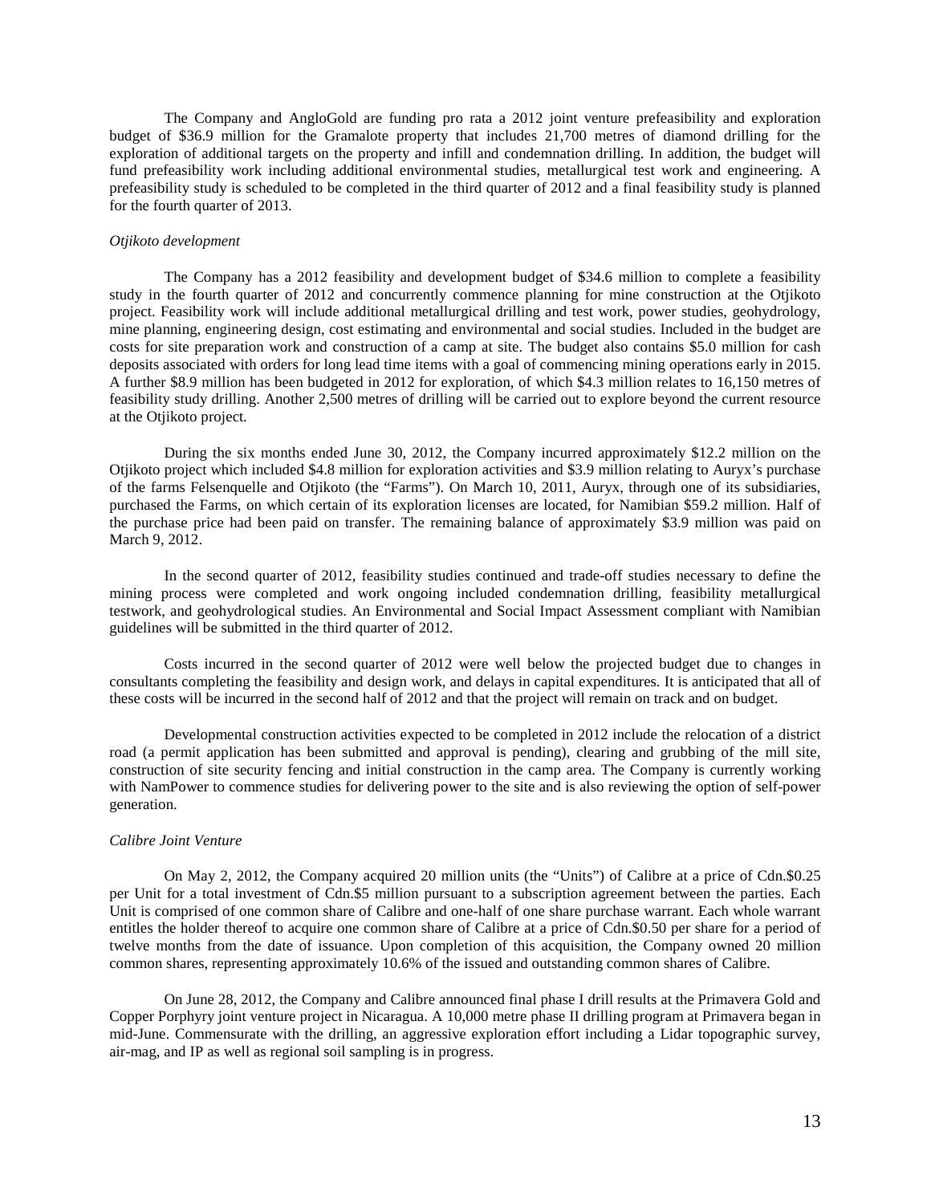The Company and AngloGold are funding pro rata a 2012 joint venture prefeasibility and exploration budget of $36.9 million for the Gramalote property that includes 21,700 metres of diamond drilling for the exploration of additional targets on the property and infill and condemnation drilling. In addition, the budget will fund prefeasibility work including additional environmental studies, metallurgical test work and engineering. A prefeasibility study is scheduled to be completed in the third quarter of 2012 and a final feasibility study is planned for the fourth quarter of 2013.

*Otjikoto development*

The Company has a 2012 feasibility and development budget of $34.6 million to complete a feasibility study in the fourth quarter of 2012 and concurrently commence planning for mine construction at the Otjikoto project. Feasibility work will include additional metallurgical drilling and test work, power studies, geohydrology, mine planning, engineering design, cost estimating and environmental and social studies. Included in the budget are costs for site preparation work and construction of a camp at site. The budget also contains $5.0 million for cash deposits associated with orders for long lead time items with a goal of commencing mining operations early in 2015. A further $8.9 million has been budgeted in 2012 for exploration, of which $4.3 million relates to 16,150 metres of feasibility study drilling. Another 2,500 metres of drilling will be carried out to explore beyond the current resource at the Otjikoto project.

During the six months ended June 30, 2012, the Company incurred approximately $12.2 million on the Otjikoto project which included $4.8 million for exploration activities and $3.9 million relating to Auryx's purchase of the farms Felsenquelle and Otjikoto (the "Farms"). On March 10, 2011, Auryx, through one of its subsidiaries, purchased the Farms, on which certain of its exploration licenses are located, for Namibian $59.2 million. Half of the purchase price had been paid on transfer. The remaining balance of approximately $3.9 million was paid on March 9, 2012.

In the second quarter of 2012, feasibility studies continued and trade-off studies necessary to define the mining process were completed and work ongoing included condemnation drilling, feasibility metallurgical testwork, and geohydrological studies. An Environmental and Social Impact Assessment compliant with Namibian guidelines will be submitted in the third quarter of 2012.

Costs incurred in the second quarter of 2012 were well below the projected budget due to changes in consultants completing the feasibility and design work, and delays in capital expenditures. It is anticipated that all of these costs will be incurred in the second half of 2012 and that the project will remain on track and on budget.

Developmental construction activities expected to be completed in 2012 include the relocation of a district road (a permit application has been submitted and approval is pending), clearing and grubbing of the mill site, construction of site security fencing and initial construction in the camp area. The Company is currently working with NamPower to commence studies for delivering power to the site and is also reviewing the option of self-power generation.

*Calibre Joint Venture*

On May 2, 2012, the Company acquired 20 million units (the "Units") of Calibre at a price of Cdn.$0.25 per Unit for a total investment of Cdn.$5 million pursuant to a subscription agreement between the parties. Each Unit is comprised of one common share of Calibre and one-half of one share purchase warrant. Each whole warrant entitles the holder thereof to acquire one common share of Calibre at a price of Cdn.$0.50 per share for a period of twelve months from the date of issuance. Upon completion of this acquisition, the Company owned 20 million common shares, representing approximately 10.6% of the issued and outstanding common shares of Calibre.

On June 28, 2012, the Company and Calibre announced final phase I drill results at the Primavera Gold and Copper Porphyry joint venture project in Nicaragua. A 10,000 metre phase II drilling program at Primavera began in mid-June. Commensurate with the drilling, an aggressive exploration effort including a Lidar topographic survey, air-mag, and IP as well as regional soil sampling is in progress.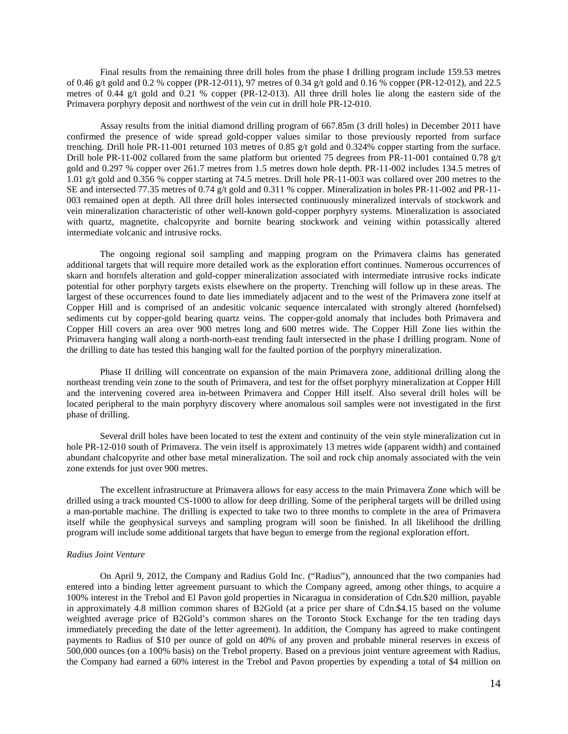Final results from the remaining three drill holes from the phase I drilling program include 159.53 metres of 0.46 g/t gold and 0.2 % copper (PR-12-011), 97 metres of 0.34 g/t gold and 0.16 % copper (PR-12-012), and 22.5 metres of 0.44 g/t gold and 0.21 % copper (PR-12-013). All three drill holes lie along the eastern side of the Primavera porphyry deposit and northwest of the vein cut in drill hole PR-12-010.

Assay results from the initial diamond drilling program of 667.85m (3 drill holes) in December 2011 have confirmed the presence of wide spread gold-copper values similar to those previously reported from surface trenching. Drill hole PR-11-001 returned 103 metres of 0.85 g/t gold and 0.324% copper starting from the surface. Drill hole PR-11-002 collared from the same platform but oriented 75 degrees from PR-11-001 contained 0.78 g/t gold and 0.297 % copper over 261.7 metres from 1.5 metres down hole depth. PR-11-002 includes 134.5 metres of 1.01 g/t gold and 0.356 % copper starting at 74.5 metres. Drill hole PR-11-003 was collared over 200 metres to the SE and intersected 77.35 metres of 0.74 g/t gold and 0.311 % copper. Mineralization in holes PR-11-002 and PR-11-003 remained open at depth. All three drill holes intersected continuously mineralized intervals of stockwork and vein mineralization characteristic of other well-known gold-copper porphyry systems. Mineralization is associated with quartz, magnetite, chalcopyrite and bornite bearing stockwork and veining within potassically altered intermediate volcanic and intrusive rocks.

The ongoing regional soil sampling and mapping program on the Primavera claims has generated additional targets that will require more detailed work as the exploration effort continues. Numerous occurrences of skarn and hornfels alteration and gold-copper mineralization associated with intermediate intrusive rocks indicate potential for other porphyry targets exists elsewhere on the property. Trenching will follow up in these areas. The largest of these occurrences found to date lies immediately adjacent and to the west of the Primavera zone itself at Copper Hill and is comprised of an andesitic volcanic sequence intercalated with strongly altered (hornfelsed) sediments cut by copper-gold bearing quartz veins. The copper-gold anomaly that includes both Primavera and Copper Hill covers an area over 900 metres long and 600 metres wide. The Copper Hill Zone lies within the Primavera hanging wall along a north-north-east trending fault intersected in the phase I drilling program. None of the drilling to date has tested this hanging wall for the faulted portion of the porphyry mineralization.

Phase II drilling will concentrate on expansion of the main Primavera zone, additional drilling along the northeast trending vein zone to the south of Primavera, and test for the offset porphyry mineralization at Copper Hill and the intervening covered area in-between Primavera and Copper Hill itself. Also several drill holes will be located peripheral to the main porphyry discovery where anomalous soil samples were not investigated in the first phase of drilling.

Several drill holes have been located to test the extent and continuity of the vein style mineralization cut in hole PR-12-010 south of Primavera. The vein itself is approximately 13 metres wide (apparent width) and contained abundant chalcopyrite and other base metal mineralization. The soil and rock chip anomaly associated with the vein zone extends for just over 900 metres.

The excellent infrastructure at Primavera allows for easy access to the main Primavera Zone which will be drilled using a track mounted CS-1000 to allow for deep drilling. Some of the peripheral targets will be drilled using a man-portable machine. The drilling is expected to take two to three months to complete in the area of Primavera itself while the geophysical surveys and sampling program will soon be finished. In all likelihood the drilling program will include some additional targets that have begun to emerge from the regional exploration effort.

*Radius Joint Venture*

On April 9, 2012, the Company and Radius Gold Inc. ("Radius"), announced that the two companies had entered into a binding letter agreement pursuant to which the Company agreed, among other things, to acquire a 100% interest in the Trebol and El Pavon gold properties in Nicaragua in consideration of Cdn.$20 million, payable in approximately 4.8 million common shares of B2Gold (at a price per share of Cdn.$4.15 based on the volume weighted average price of B2Gold's common shares on the Toronto Stock Exchange for the ten trading days immediately preceding the date of the letter agreement). In addition, the Company has agreed to make contingent payments to Radius of $10 per ounce of gold on 40% of any proven and probable mineral reserves in excess of 500,000 ounces (on a 100% basis) on the Trebol property. Based on a previous joint venture agreement with Radius, the Company had earned a 60% interest in the Trebol and Pavon properties by expending a total of $4 million on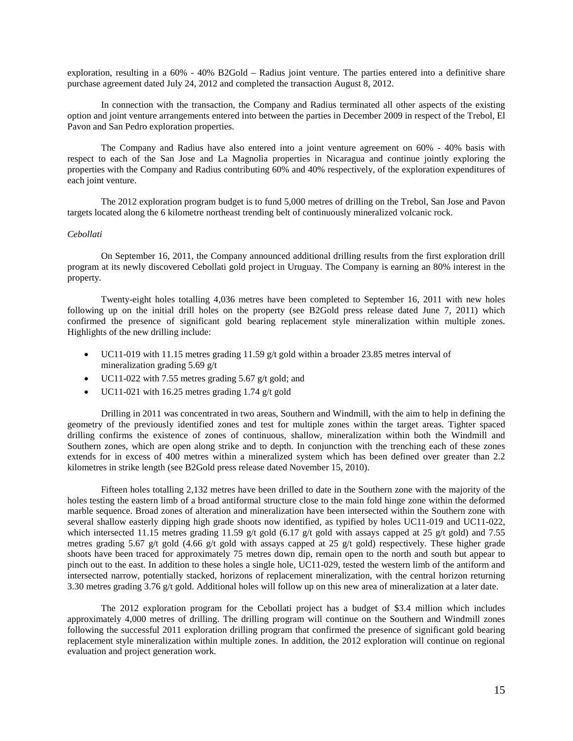exploration, resulting in a 60% - 40% B2Gold – Radius joint venture. The parties entered into a definitive share purchase agreement dated July 24, 2012 and completed the transaction August 8, 2012.

In connection with the transaction, the Company and Radius terminated all other aspects of the existing option and joint venture arrangements entered into between the parties in December 2009 in respect of the Trebol, El Pavon and San Pedro exploration properties.

The Company and Radius have also entered into a joint venture agreement on 60% - 40% basis with respect to each of the San Jose and La Magnolia properties in Nicaragua and continue jointly exploring the properties with the Company and Radius contributing 60% and 40% respectively, of the exploration expenditures of each joint venture.

The 2012 exploration program budget is to fund 5,000 metres of drilling on the Trebol, San Jose and Pavon targets located along the 6 kilometre northeast trending belt of continuously mineralized volcanic rock.

*Cebollati*

On September 16, 2011, the Company announced additional drilling results from the first exploration drill program at its newly discovered Cebollati gold project in Uruguay. The Company is earning an 80% interest in the property.

Twenty-eight holes totalling 4,036 metres have been completed to September 16, 2011 with new holes following up on the initial drill holes on the property (see B2Gold press release dated June 7, 2011) which confirmed the presence of significant gold bearing replacement style mineralization within multiple zones. Highlights of the new drilling include:

- UC11-019 with 11.15 metres grading 11.59 g/t gold within a broader 23.85 metres interval of mineralization grading 5.69 g/t
- UC11-022 with 7.55 metres grading 5.67 g/t gold; and
- UC11-021 with 16.25 metres grading 1.74 g/t gold

Drilling in 2011 was concentrated in two areas, Southern and Windmill, with the aim to help in defining the geometry of the previously identified zones and test for multiple zones within the target areas. Tighter spaced drilling confirms the existence of zones of continuous, shallow, mineralization within both the Windmill and Southern zones, which are open along strike and to depth. In conjunction with the trenching each of these zones extends for in excess of 400 metres within a mineralized system which has been defined over greater than 2.2 kilometres in strike length (see B2Gold press release dated November 15, 2010).

Fifteen holes totalling 2,132 metres have been drilled to date in the Southern zone with the majority of the holes testing the eastern limb of a broad antiformal structure close to the main fold hinge zone within the deformed marble sequence. Broad zones of alteration and mineralization have been intersected within the Southern zone with several shallow easterly dipping high grade shoots now identified, as typified by holes UC11-019 and UC11-022, which intersected 11.15 metres grading 11.59 g/t gold (6.17 g/t gold with assays capped at 25 g/t gold) and 7.55 metres grading 5.67 g/t gold (4.66 g/t gold with assays capped at 25 g/t gold) respectively. These higher grade shoots have been traced for approximately 75 metres down dip, remain open to the north and south but appear to pinch out to the east. In addition to these holes a single hole, UC11-029, tested the western limb of the antiform and intersected narrow, potentially stacked, horizons of replacement mineralization, with the central horizon returning 3.30 metres grading 3.76 g/t gold. Additional holes will follow up on this new area of mineralization at a later date.

The 2012 exploration program for the Cebollati project has a budget of $3.4 million which includes approximately 4,000 metres of drilling. The drilling program will continue on the Southern and Windmill zones following the successful 2011 exploration drilling program that confirmed the presence of significant gold bearing replacement style mineralization within multiple zones. In addition, the 2012 exploration will continue on regional evaluation and project generation work.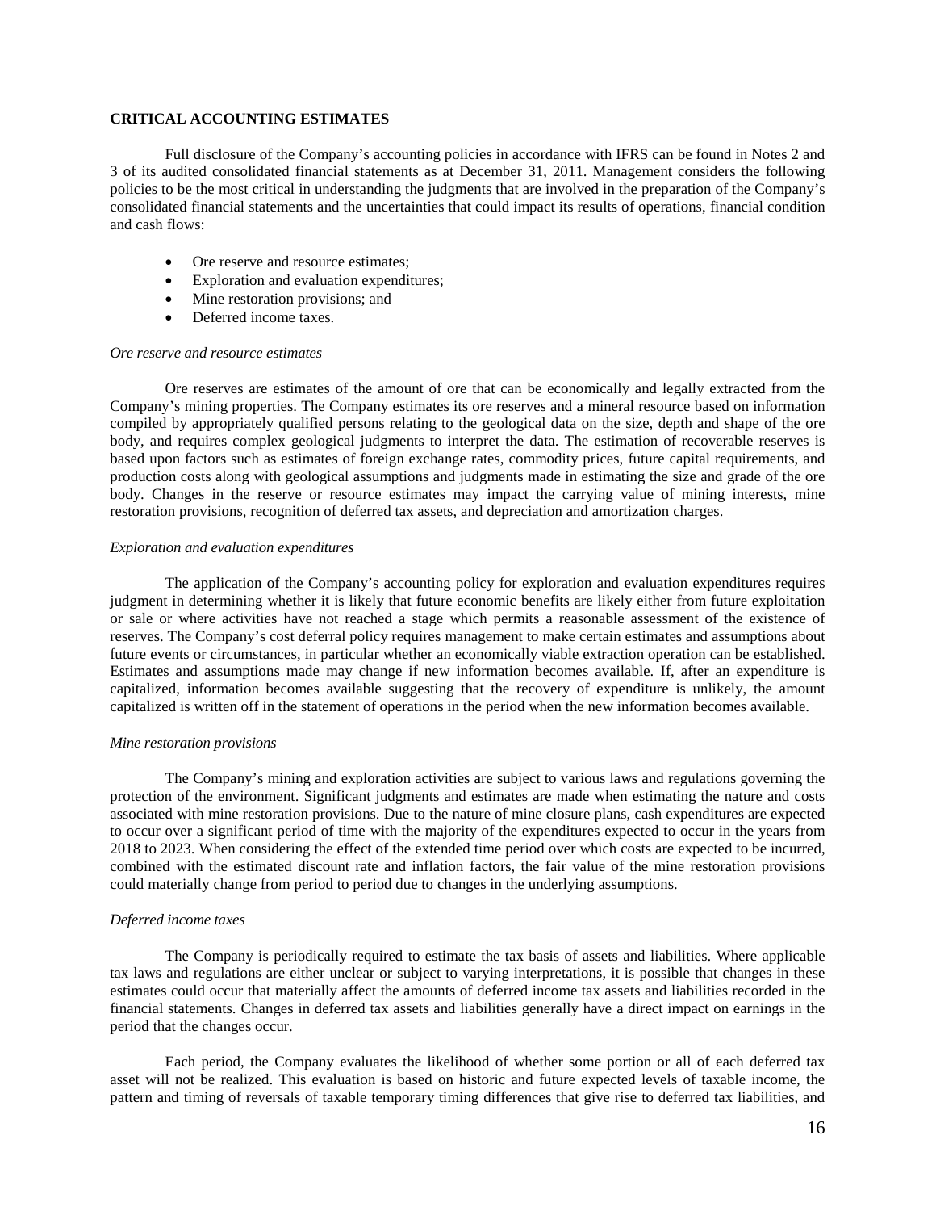## CRITICAL ACCOUNTING ESTIMATES

Full disclosure of the Company's accounting policies in accordance with IFRS can be found in Notes 2 and 3 of its audited consolidated financial statements as at December 31, 2011. Management considers the following policies to be the most critical in understanding the judgments that are involved in the preparation of the Company's consolidated financial statements and the uncertainties that could impact its results of operations, financial condition and cash flows:

- Ore reserve and resource estimates;
- Exploration and evaluation expenditures;
- Mine restoration provisions; and
- Deferred income taxes.

*Ore reserve and resource estimates*

Ore reserves are estimates of the amount of ore that can be economically and legally extracted from the Company's mining properties. The Company estimates its ore reserves and a mineral resource based on information compiled by appropriately qualified persons relating to the geological data on the size, depth and shape of the ore body, and requires complex geological judgments to interpret the data. The estimation of recoverable reserves is based upon factors such as estimates of foreign exchange rates, commodity prices, future capital requirements, and production costs along with geological assumptions and judgments made in estimating the size and grade of the ore body. Changes in the reserve or resource estimates may impact the carrying value of mining interests, mine restoration provisions, recognition of deferred tax assets, and depreciation and amortization charges.

*Exploration and evaluation expenditures*

The application of the Company's accounting policy for exploration and evaluation expenditures requires judgment in determining whether it is likely that future economic benefits are likely either from future exploitation or sale or where activities have not reached a stage which permits a reasonable assessment of the existence of reserves. The Company's cost deferral policy requires management to make certain estimates and assumptions about future events or circumstances, in particular whether an economically viable extraction operation can be established. Estimates and assumptions made may change if new information becomes available. If, after an expenditure is capitalized, information becomes available suggesting that the recovery of expenditure is unlikely, the amount capitalized is written off in the statement of operations in the period when the new information becomes available.

*Mine restoration provisions*

The Company's mining and exploration activities are subject to various laws and regulations governing the protection of the environment. Significant judgments and estimates are made when estimating the nature and costs associated with mine restoration provisions. Due to the nature of mine closure plans, cash expenditures are expected to occur over a significant period of time with the majority of the expenditures expected to occur in the years from 2018 to 2023. When considering the effect of the extended time period over which costs are expected to be incurred, combined with the estimated discount rate and inflation factors, the fair value of the mine restoration provisions could materially change from period to period due to changes in the underlying assumptions.

*Deferred income taxes*

The Company is periodically required to estimate the tax basis of assets and liabilities. Where applicable tax laws and regulations are either unclear or subject to varying interpretations, it is possible that changes in these estimates could occur that materially affect the amounts of deferred income tax assets and liabilities recorded in the financial statements. Changes in deferred tax assets and liabilities generally have a direct impact on earnings in the period that the changes occur.

Each period, the Company evaluates the likelihood of whether some portion or all of each deferred tax asset will not be realized. This evaluation is based on historic and future expected levels of taxable income, the pattern and timing of reversals of taxable temporary timing differences that give rise to deferred tax liabilities, and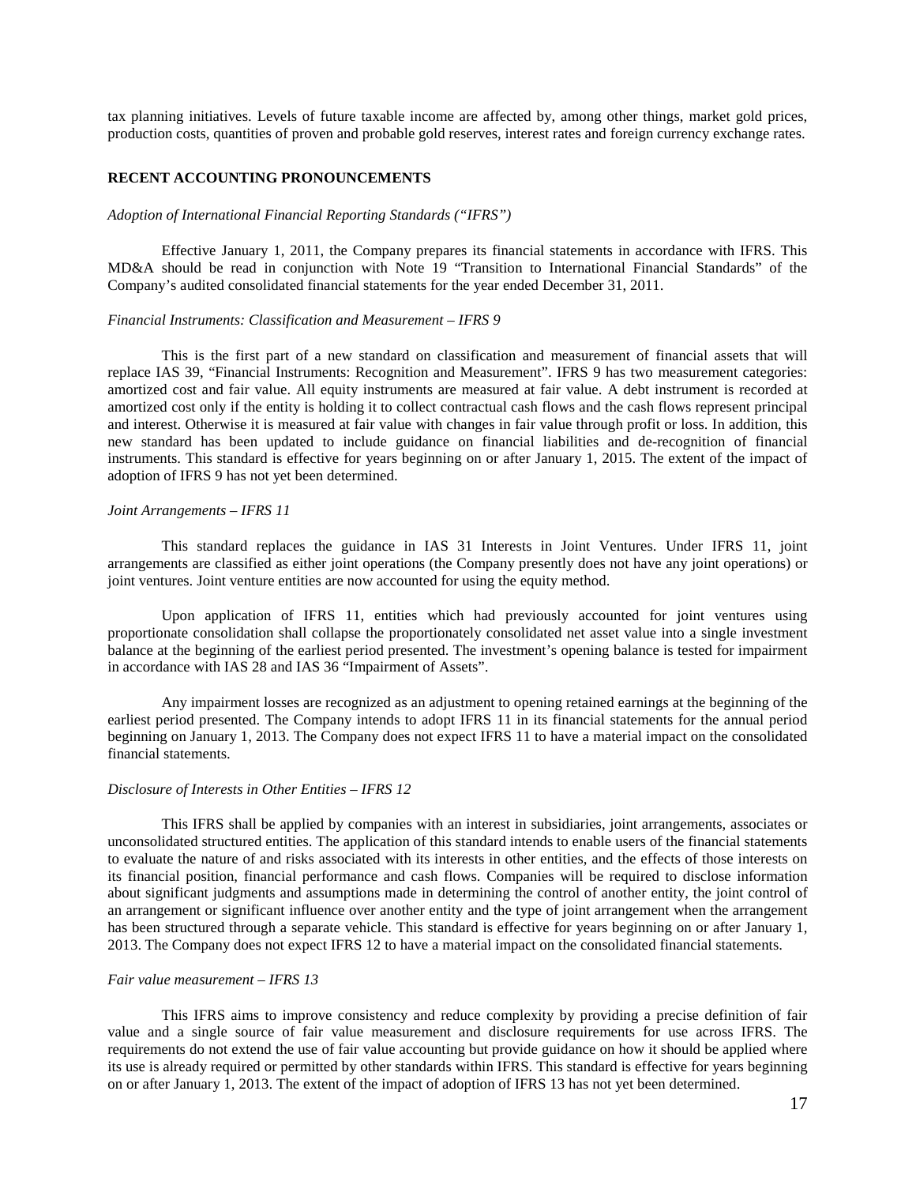tax planning initiatives. Levels of future taxable income are affected by, among other things, market gold prices, production costs, quantities of proven and probable gold reserves, interest rates and foreign currency exchange rates.

## RECENT ACCOUNTING PRONOUNCEMENTS

*Adoption of International Financial Reporting Standards ("IFRS")*

Effective January 1, 2011, the Company prepares its financial statements in accordance with IFRS. This MD&A should be read in conjunction with Note 19 "Transition to International Financial Standards" of the Company's audited consolidated financial statements for the year ended December 31, 2011.

*Financial Instruments: Classification and Measurement – IFRS 9*

This is the first part of a new standard on classification and measurement of financial assets that will replace IAS 39, "Financial Instruments: Recognition and Measurement". IFRS 9 has two measurement categories: amortized cost and fair value. All equity instruments are measured at fair value. A debt instrument is recorded at amortized cost only if the entity is holding it to collect contractual cash flows and the cash flows represent principal and interest. Otherwise it is measured at fair value with changes in fair value through profit or loss. In addition, this new standard has been updated to include guidance on financial liabilities and de-recognition of financial instruments. This standard is effective for years beginning on or after January 1, 2015. The extent of the impact of adoption of IFRS 9 has not yet been determined.

*Joint Arrangements – IFRS 11*

This standard replaces the guidance in IAS 31 Interests in Joint Ventures. Under IFRS 11, joint arrangements are classified as either joint operations (the Company presently does not have any joint operations) or joint ventures. Joint venture entities are now accounted for using the equity method.

Upon application of IFRS 11, entities which had previously accounted for joint ventures using proportionate consolidation shall collapse the proportionately consolidated net asset value into a single investment balance at the beginning of the earliest period presented. The investment's opening balance is tested for impairment in accordance with IAS 28 and IAS 36 "Impairment of Assets".

Any impairment losses are recognized as an adjustment to opening retained earnings at the beginning of the earliest period presented. The Company intends to adopt IFRS 11 in its financial statements for the annual period beginning on January 1, 2013. The Company does not expect IFRS 11 to have a material impact on the consolidated financial statements.

*Disclosure of Interests in Other Entities – IFRS 12*

This IFRS shall be applied by companies with an interest in subsidiaries, joint arrangements, associates or unconsolidated structured entities. The application of this standard intends to enable users of the financial statements to evaluate the nature of and risks associated with its interests in other entities, and the effects of those interests on its financial position, financial performance and cash flows. Companies will be required to disclose information about significant judgments and assumptions made in determining the control of another entity, the joint control of an arrangement or significant influence over another entity and the type of joint arrangement when the arrangement has been structured through a separate vehicle. This standard is effective for years beginning on or after January 1, 2013. The Company does not expect IFRS 12 to have a material impact on the consolidated financial statements.

*Fair value measurement – IFRS 13*

This IFRS aims to improve consistency and reduce complexity by providing a precise definition of fair value and a single source of fair value measurement and disclosure requirements for use across IFRS. The requirements do not extend the use of fair value accounting but provide guidance on how it should be applied where its use is already required or permitted by other standards within IFRS. This standard is effective for years beginning on or after January 1, 2013. The extent of the impact of adoption of IFRS 13 has not yet been determined.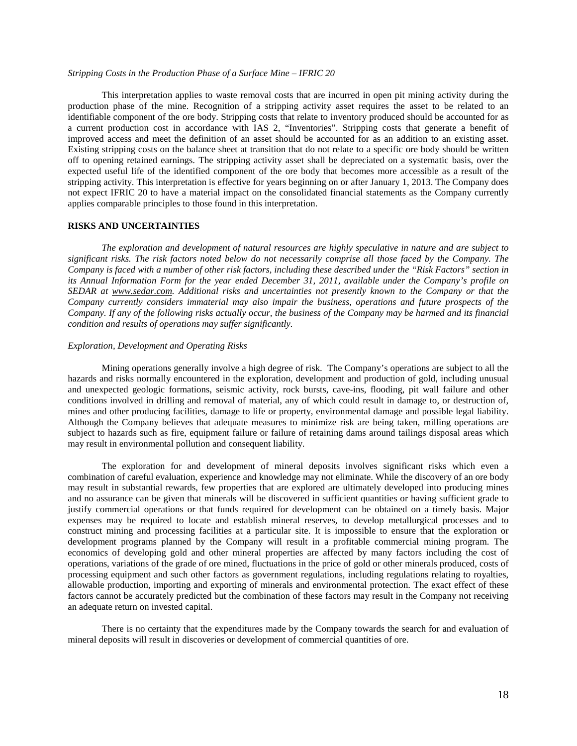*Stripping Costs in the Production Phase of a Surface Mine – IFRIC 20*

This interpretation applies to waste removal costs that are incurred in open pit mining activity during the production phase of the mine. Recognition of a stripping activity asset requires the asset to be related to an identifiable component of the ore body. Stripping costs that relate to inventory produced should be accounted for as a current production cost in accordance with IAS 2, "Inventories". Stripping costs that generate a benefit of improved access and meet the definition of an asset should be accounted for as an addition to an existing asset. Existing stripping costs on the balance sheet at transition that do not relate to a specific ore body should be written off to opening retained earnings. The stripping activity asset shall be depreciated on a systematic basis, over the expected useful life of the identified component of the ore body that becomes more accessible as a result of the stripping activity. This interpretation is effective for years beginning on or after January 1, 2013. The Company does not expect IFRIC 20 to have a material impact on the consolidated financial statements as the Company currently applies comparable principles to those found in this interpretation.

## RISKS AND UNCERTAINTIES

*The exploration and development of natural resources are highly speculative in nature and are subject to significant risks. The risk factors noted below do not necessarily comprise all those faced by the Company. The Company is faced with a number of other risk factors, including these described under the "Risk Factors" section in its Annual Information Form for the year ended December 31, 2011, available under the Company's profile on SEDAR at www.sedar.com. Additional risks and uncertainties not presently known to the Company or that the Company currently considers immaterial may also impair the business, operations and future prospects of the Company. If any of the following risks actually occur, the business of the Company may be harmed and its financial condition and results of operations may suffer significantly.*

*Exploration, Development and Operating Risks*

Mining operations generally involve a high degree of risk. The Company's operations are subject to all the hazards and risks normally encountered in the exploration, development and production of gold, including unusual and unexpected geologic formations, seismic activity, rock bursts, cave-ins, flooding, pit wall failure and other conditions involved in drilling and removal of material, any of which could result in damage to, or destruction of, mines and other producing facilities, damage to life or property, environmental damage and possible legal liability. Although the Company believes that adequate measures to minimize risk are being taken, milling operations are subject to hazards such as fire, equipment failure or failure of retaining dams around tailings disposal areas which may result in environmental pollution and consequent liability.

The exploration for and development of mineral deposits involves significant risks which even a combination of careful evaluation, experience and knowledge may not eliminate. While the discovery of an ore body may result in substantial rewards, few properties that are explored are ultimately developed into producing mines and no assurance can be given that minerals will be discovered in sufficient quantities or having sufficient grade to justify commercial operations or that funds required for development can be obtained on a timely basis. Major expenses may be required to locate and establish mineral reserves, to develop metallurgical processes and to construct mining and processing facilities at a particular site. It is impossible to ensure that the exploration or development programs planned by the Company will result in a profitable commercial mining program. The economics of developing gold and other mineral properties are affected by many factors including the cost of operations, variations of the grade of ore mined, fluctuations in the price of gold or other minerals produced, costs of processing equipment and such other factors as government regulations, including regulations relating to royalties, allowable production, importing and exporting of minerals and environmental protection. The exact effect of these factors cannot be accurately predicted but the combination of these factors may result in the Company not receiving an adequate return on invested capital.

There is no certainty that the expenditures made by the Company towards the search for and evaluation of mineral deposits will result in discoveries or development of commercial quantities of ore.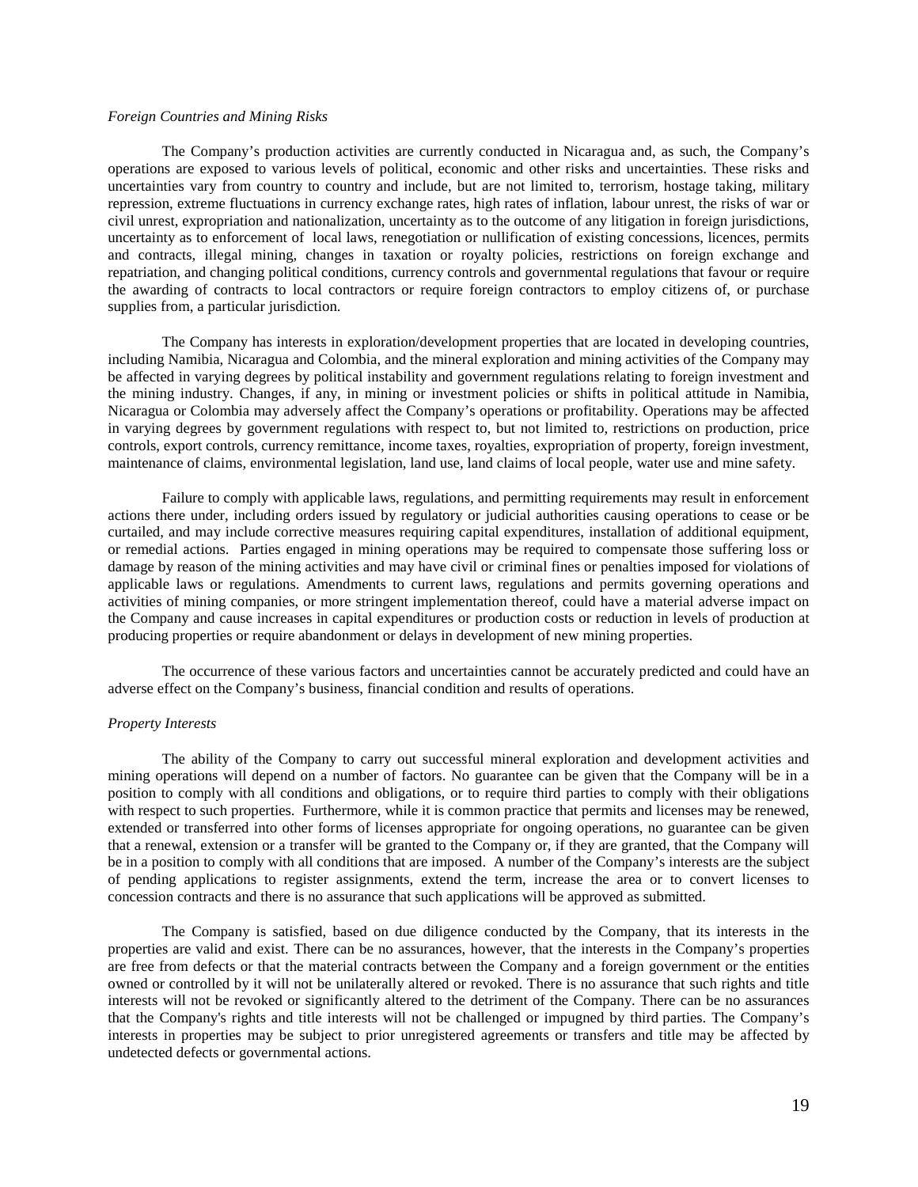*Foreign Countries and Mining Risks*

The Company's production activities are currently conducted in Nicaragua and, as such, the Company's operations are exposed to various levels of political, economic and other risks and uncertainties. These risks and uncertainties vary from country to country and include, but are not limited to, terrorism, hostage taking, military repression, extreme fluctuations in currency exchange rates, high rates of inflation, labour unrest, the risks of war or civil unrest, expropriation and nationalization, uncertainty as to the outcome of any litigation in foreign jurisdictions, uncertainty as to enforcement of local laws, renegotiation or nullification of existing concessions, licences, permits and contracts, illegal mining, changes in taxation or royalty policies, restrictions on foreign exchange and repatriation, and changing political conditions, currency controls and governmental regulations that favour or require the awarding of contracts to local contractors or require foreign contractors to employ citizens of, or purchase supplies from, a particular jurisdiction.

The Company has interests in exploration/development properties that are located in developing countries, including Namibia, Nicaragua and Colombia, and the mineral exploration and mining activities of the Company may be affected in varying degrees by political instability and government regulations relating to foreign investment and the mining industry. Changes, if any, in mining or investment policies or shifts in political attitude in Namibia, Nicaragua or Colombia may adversely affect the Company's operations or profitability. Operations may be affected in varying degrees by government regulations with respect to, but not limited to, restrictions on production, price controls, export controls, currency remittance, income taxes, royalties, expropriation of property, foreign investment, maintenance of claims, environmental legislation, land use, land claims of local people, water use and mine safety.

Failure to comply with applicable laws, regulations, and permitting requirements may result in enforcement actions there under, including orders issued by regulatory or judicial authorities causing operations to cease or be curtailed, and may include corrective measures requiring capital expenditures, installation of additional equipment, or remedial actions. Parties engaged in mining operations may be required to compensate those suffering loss or damage by reason of the mining activities and may have civil or criminal fines or penalties imposed for violations of applicable laws or regulations. Amendments to current laws, regulations and permits governing operations and activities of mining companies, or more stringent implementation thereof, could have a material adverse impact on the Company and cause increases in capital expenditures or production costs or reduction in levels of production at producing properties or require abandonment or delays in development of new mining properties.

The occurrence of these various factors and uncertainties cannot be accurately predicted and could have an adverse effect on the Company's business, financial condition and results of operations.

*Property Interests*

The ability of the Company to carry out successful mineral exploration and development activities and mining operations will depend on a number of factors. No guarantee can be given that the Company will be in a position to comply with all conditions and obligations, or to require third parties to comply with their obligations with respect to such properties. Furthermore, while it is common practice that permits and licenses may be renewed, extended or transferred into other forms of licenses appropriate for ongoing operations, no guarantee can be given that a renewal, extension or a transfer will be granted to the Company or, if they are granted, that the Company will be in a position to comply with all conditions that are imposed. A number of the Company's interests are the subject of pending applications to register assignments, extend the term, increase the area or to convert licenses to concession contracts and there is no assurance that such applications will be approved as submitted.

The Company is satisfied, based on due diligence conducted by the Company, that its interests in the properties are valid and exist. There can be no assurances, however, that the interests in the Company's properties are free from defects or that the material contracts between the Company and a foreign government or the entities owned or controlled by it will not be unilaterally altered or revoked. There is no assurance that such rights and title interests will not be revoked or significantly altered to the detriment of the Company. There can be no assurances that the Company's rights and title interests will not be challenged or impugned by third parties. The Company's interests in properties may be subject to prior unregistered agreements or transfers and title may be affected by undetected defects or governmental actions.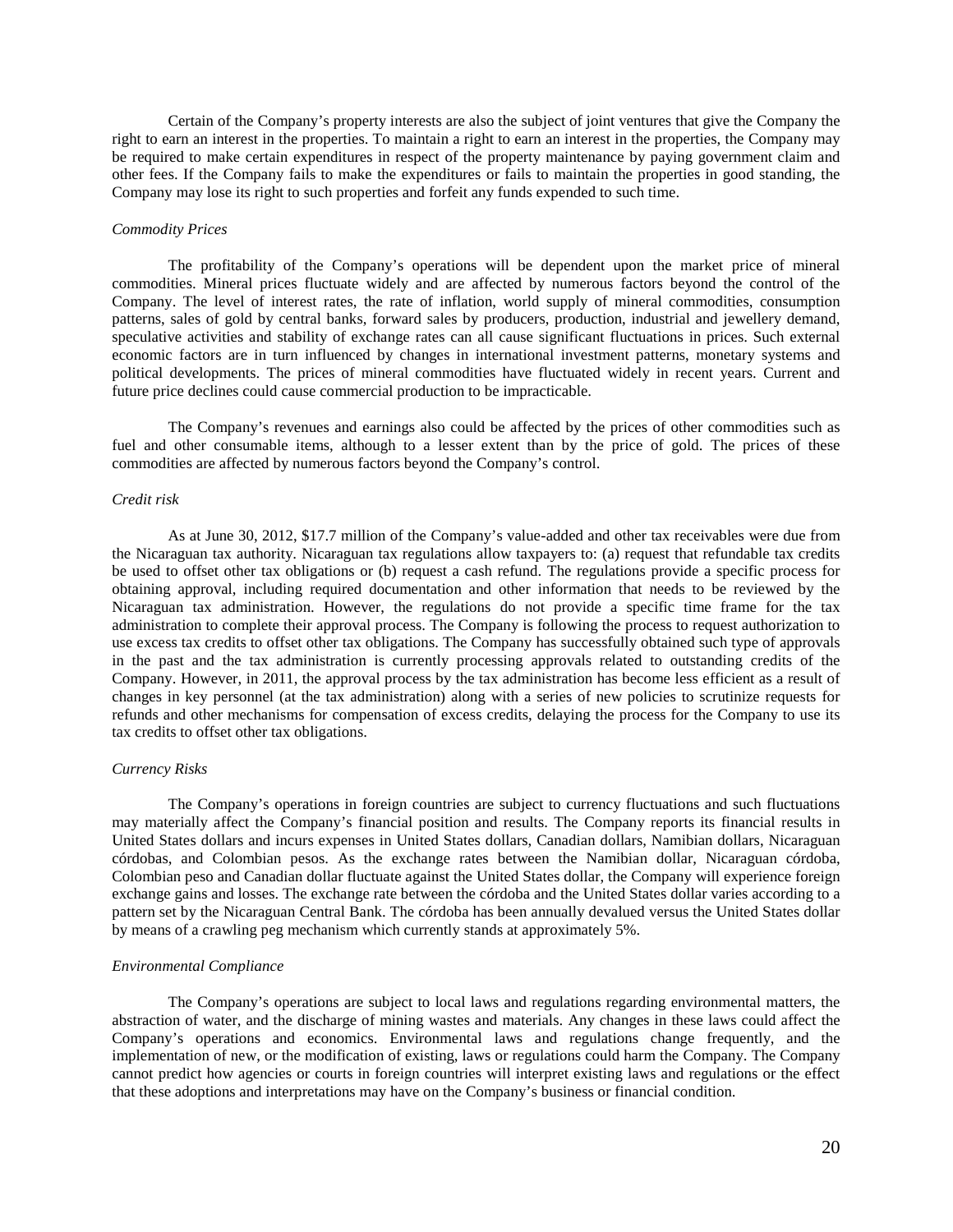Certain of the Company's property interests are also the subject of joint ventures that give the Company the right to earn an interest in the properties. To maintain a right to earn an interest in the properties, the Company may be required to make certain expenditures in respect of the property maintenance by paying government claim and other fees. If the Company fails to make the expenditures or fails to maintain the properties in good standing, the Company may lose its right to such properties and forfeit any funds expended to such time.

*Commodity Prices*

The profitability of the Company's operations will be dependent upon the market price of mineral commodities. Mineral prices fluctuate widely and are affected by numerous factors beyond the control of the Company. The level of interest rates, the rate of inflation, world supply of mineral commodities, consumption patterns, sales of gold by central banks, forward sales by producers, production, industrial and jewellery demand, speculative activities and stability of exchange rates can all cause significant fluctuations in prices. Such external economic factors are in turn influenced by changes in international investment patterns, monetary systems and political developments. The prices of mineral commodities have fluctuated widely in recent years. Current and future price declines could cause commercial production to be impracticable.

The Company's revenues and earnings also could be affected by the prices of other commodities such as fuel and other consumable items, although to a lesser extent than by the price of gold. The prices of these commodities are affected by numerous factors beyond the Company's control.

*Credit risk*

As at June 30, 2012, $17.7 million of the Company's value-added and other tax receivables were due from the Nicaraguan tax authority. Nicaraguan tax regulations allow taxpayers to: (a) request that refundable tax credits be used to offset other tax obligations or (b) request a cash refund. The regulations provide a specific process for obtaining approval, including required documentation and other information that needs to be reviewed by the Nicaraguan tax administration. However, the regulations do not provide a specific time frame for the tax administration to complete their approval process. The Company is following the process to request authorization to use excess tax credits to offset other tax obligations. The Company has successfully obtained such type of approvals in the past and the tax administration is currently processing approvals related to outstanding credits of the Company. However, in 2011, the approval process by the tax administration has become less efficient as a result of changes in key personnel (at the tax administration) along with a series of new policies to scrutinize requests for refunds and other mechanisms for compensation of excess credits, delaying the process for the Company to use its tax credits to offset other tax obligations.

*Currency Risks*

The Company's operations in foreign countries are subject to currency fluctuations and such fluctuations may materially affect the Company's financial position and results. The Company reports its financial results in United States dollars and incurs expenses in United States dollars, Canadian dollars, Namibian dollars, Nicaraguan córdobas, and Colombian pesos. As the exchange rates between the Namibian dollar, Nicaraguan córdoba, Colombian peso and Canadian dollar fluctuate against the United States dollar, the Company will experience foreign exchange gains and losses. The exchange rate between the córdoba and the United States dollar varies according to a pattern set by the Nicaraguan Central Bank. The córdoba has been annually devalued versus the United States dollar by means of a crawling peg mechanism which currently stands at approximately 5%.

*Environmental Compliance*

The Company's operations are subject to local laws and regulations regarding environmental matters, the abstraction of water, and the discharge of mining wastes and materials. Any changes in these laws could affect the Company's operations and economics. Environmental laws and regulations change frequently, and the implementation of new, or the modification of existing, laws or regulations could harm the Company. The Company cannot predict how agencies or courts in foreign countries will interpret existing laws and regulations or the effect that these adoptions and interpretations may have on the Company's business or financial condition.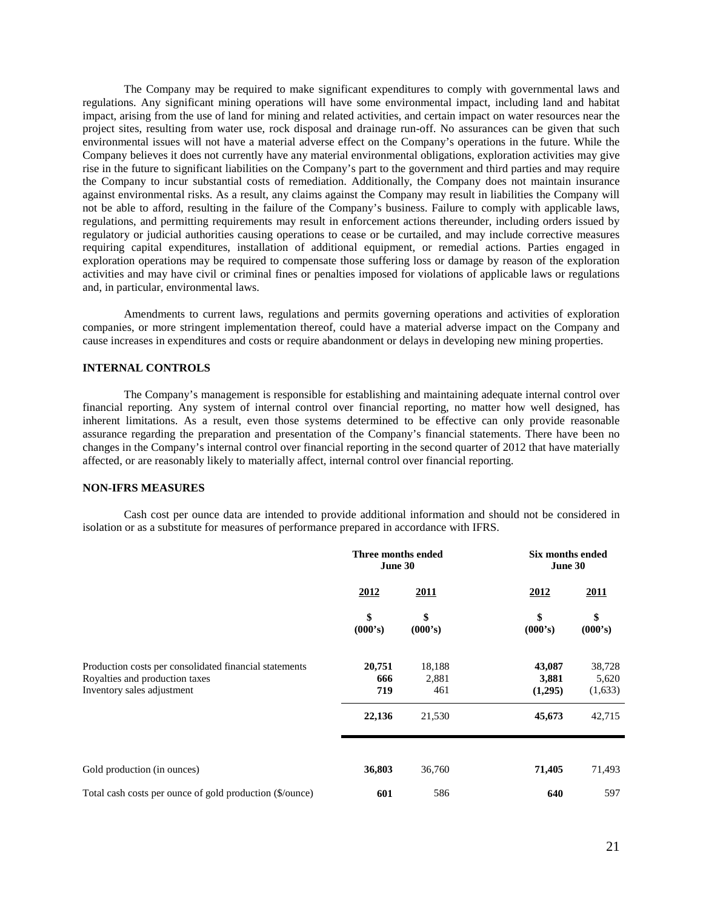The Company may be required to make significant expenditures to comply with governmental laws and regulations. Any significant mining operations will have some environmental impact, including land and habitat impact, arising from the use of land for mining and related activities, and certain impact on water resources near the project sites, resulting from water use, rock disposal and drainage run-off. No assurances can be given that such environmental issues will not have a material adverse effect on the Company's operations in the future. While the Company believes it does not currently have any material environmental obligations, exploration activities may give rise in the future to significant liabilities on the Company's part to the government and third parties and may require the Company to incur substantial costs of remediation. Additionally, the Company does not maintain insurance against environmental risks. As a result, any claims against the Company may result in liabilities the Company will not be able to afford, resulting in the failure of the Company's business. Failure to comply with applicable laws, regulations, and permitting requirements may result in enforcement actions thereunder, including orders issued by regulatory or judicial authorities causing operations to cease or be curtailed, and may include corrective measures requiring capital expenditures, installation of additional equipment, or remedial actions. Parties engaged in exploration operations may be required to compensate those suffering loss or damage by reason of the exploration activities and may have civil or criminal fines or penalties imposed for violations of applicable laws or regulations and, in particular, environmental laws.

Amendments to current laws, regulations and permits governing operations and activities of exploration companies, or more stringent implementation thereof, could have a material adverse impact on the Company and cause increases in expenditures and costs or require abandonment or delays in developing new mining properties.

**INTERNAL CONTROLS**

The Company's management is responsible for establishing and maintaining adequate internal control over financial reporting. Any system of internal control over financial reporting, no matter how well designed, has inherent limitations. As a result, even those systems determined to be effective can only provide reasonable assurance regarding the preparation and presentation of the Company's financial statements. There have been no changes in the Company's internal control over financial reporting in the second quarter of 2012 that have materially affected, or are reasonably likely to materially affect, internal control over financial reporting.

**NON-IFRS MEASURES**

Cash cost per ounce data are intended to provide additional information and should not be considered in isolation or as a substitute for measures of performance prepared in accordance with IFRS.

| | **Three months ended June 30** | | **Six months ended June 30** | |
|---|---|---|---|---|
| | **2012** | **2011** | **2012** | **2011** |
| | **\$ (000's)** | **\$ (000's)** | **\$ (000's)** | **\$ (000's)** |
| Production costs per consolidated financial statements | **20,751** | 18,188 | **43,087** | 38,728 |
| Royalties and production taxes | **666** | 2,881 | **3,881** | 5,620 |
| Inventory sales adjustment | **719** | 461 | **(1,295)** | (1,633) |
| | **22,136** | 21,530 | **45,673** | 42,715 |
| Gold production (in ounces) | **36,803** | 36,760 | **71,405** | 71,493 |
| Total cash costs per ounce of gold production (\$/ounce) | **601** | 586 | **640** | 597 |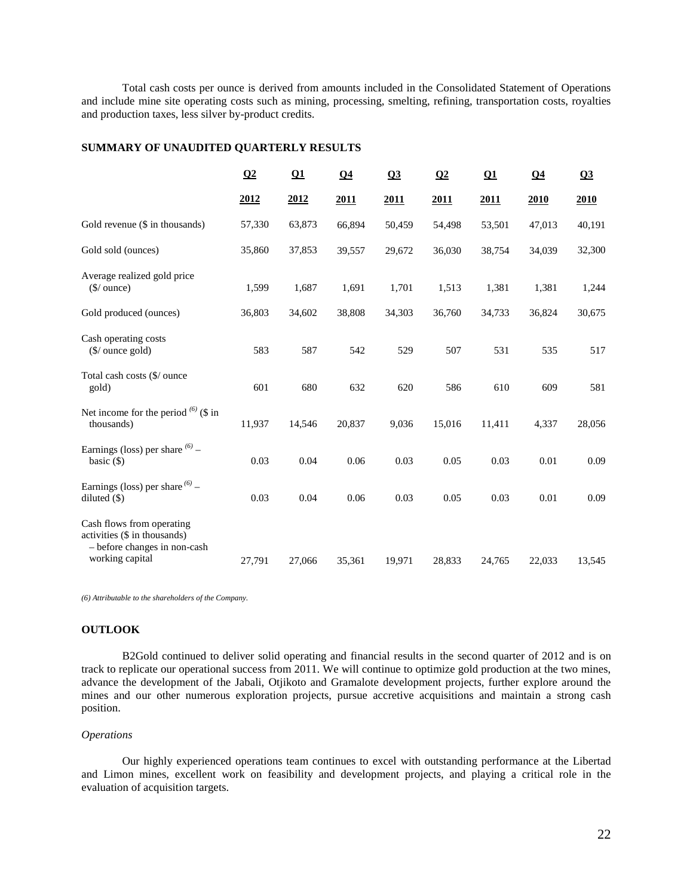Total cash costs per ounce is derived from amounts included in the Consolidated Statement of Operations and include mine site operating costs such as mining, processing, smelting, refining, transportation costs, royalties and production taxes, less silver by-product credits.

## SUMMARY OF UNAUDITED QUARTERLY RESULTS

| | Q2 2012 | Q1 2012 | Q4 2011 | Q3 2011 | Q2 2011 | Q1 2011 | Q4 2010 | Q3 2010 |
|---|---|---|---|---|---|---|---|---|
| Gold revenue ($ in thousands) | 57,330 | 63,873 | 66,894 | 50,459 | 54,498 | 53,501 | 47,013 | 40,191 |
| Gold sold (ounces) | 35,860 | 37,853 | 39,557 | 29,672 | 36,030 | 38,754 | 34,039 | 32,300 |
| Average realized gold price ($/ ounce) | 1,599 | 1,687 | 1,691 | 1,701 | 1,513 | 1,381 | 1,381 | 1,244 |
| Gold produced (ounces) | 36,803 | 34,602 | 38,808 | 34,303 | 36,760 | 34,733 | 36,824 | 30,675 |
| Cash operating costs ($/ ounce gold) | 583 | 587 | 542 | 529 | 507 | 531 | 535 | 517 |
| Total cash costs ($/ ounce gold) | 601 | 680 | 632 | 620 | 586 | 610 | 609 | 581 |
| Net income for the period (6) ($ in thousands) | 11,937 | 14,546 | 20,837 | 9,036 | 15,016 | 11,411 | 4,337 | 28,056 |
| Earnings (loss) per share (6) – basic ($) | 0.03 | 0.04 | 0.06 | 0.03 | 0.05 | 0.03 | 0.01 | 0.09 |
| Earnings (loss) per share (6) – diluted ($) | 0.03 | 0.04 | 0.06 | 0.03 | 0.05 | 0.03 | 0.01 | 0.09 |
| Cash flows from operating activities ($ in thousands) – before changes in non-cash working capital | 27,791 | 27,066 | 35,361 | 19,971 | 28,833 | 24,765 | 22,033 | 13,545 |

*(6) Attributable to the shareholders of the Company.*

## OUTLOOK

B2Gold continued to deliver solid operating and financial results in the second quarter of 2012 and is on track to replicate our operational success from 2011. We will continue to optimize gold production at the two mines, advance the development of the Jabali, Otjikoto and Gramalote development projects, further explore around the mines and our other numerous exploration projects, pursue accretive acquisitions and maintain a strong cash position.

### *Operations*

Our highly experienced operations team continues to excel with outstanding performance at the Libertad and Limon mines, excellent work on feasibility and development projects, and playing a critical role in the evaluation of acquisition targets.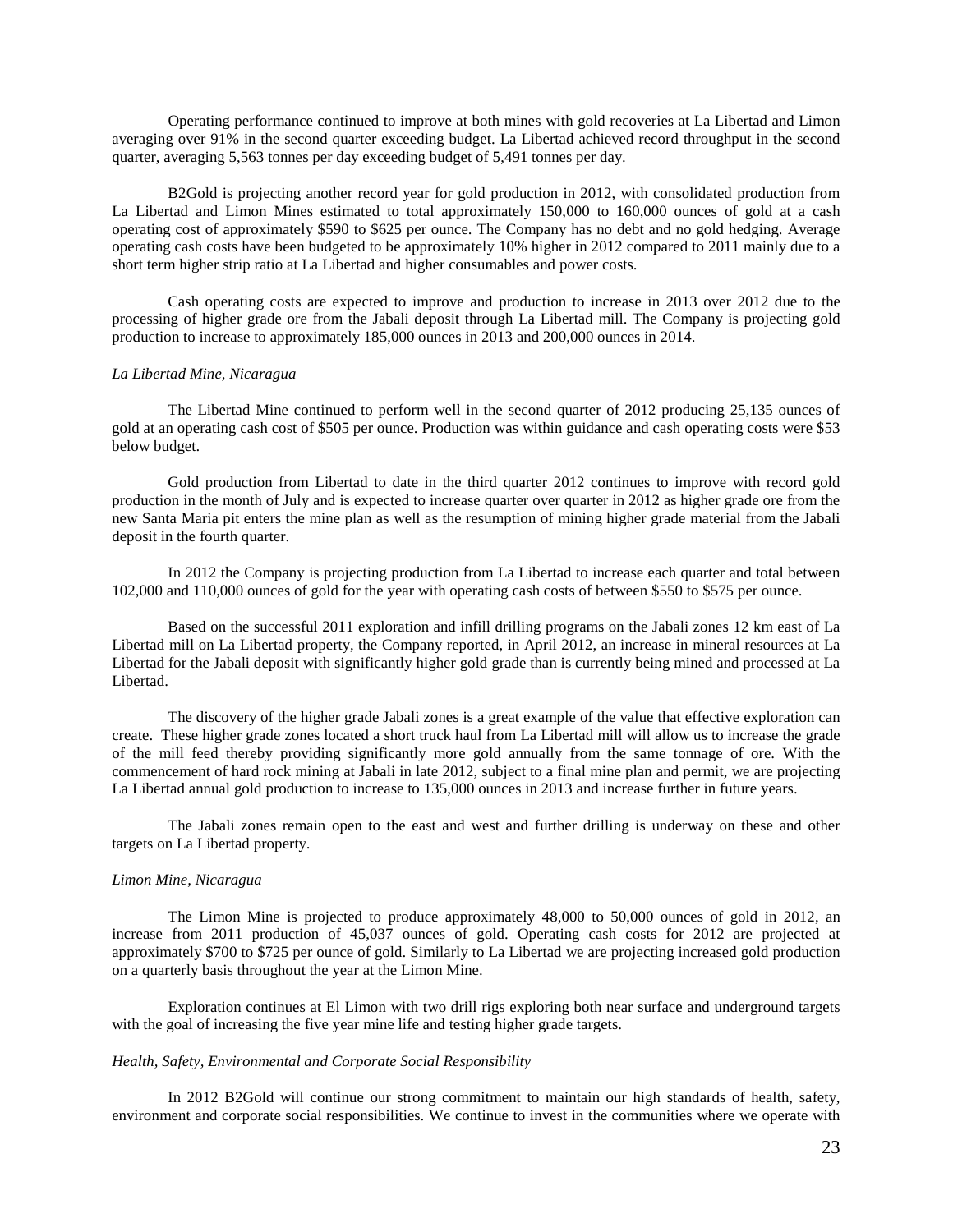Operating performance continued to improve at both mines with gold recoveries at La Libertad and Limon averaging over 91% in the second quarter exceeding budget. La Libertad achieved record throughput in the second quarter, averaging 5,563 tonnes per day exceeding budget of 5,491 tonnes per day.

B2Gold is projecting another record year for gold production in 2012, with consolidated production from La Libertad and Limon Mines estimated to total approximately 150,000 to 160,000 ounces of gold at a cash operating cost of approximately $590 to $625 per ounce. The Company has no debt and no gold hedging. Average operating cash costs have been budgeted to be approximately 10% higher in 2012 compared to 2011 mainly due to a short term higher strip ratio at La Libertad and higher consumables and power costs.

Cash operating costs are expected to improve and production to increase in 2013 over 2012 due to the processing of higher grade ore from the Jabali deposit through La Libertad mill. The Company is projecting gold production to increase to approximately 185,000 ounces in 2013 and 200,000 ounces in 2014.

*La Libertad Mine, Nicaragua*

The Libertad Mine continued to perform well in the second quarter of 2012 producing 25,135 ounces of gold at an operating cash cost of $505 per ounce. Production was within guidance and cash operating costs were $53 below budget.

Gold production from Libertad to date in the third quarter 2012 continues to improve with record gold production in the month of July and is expected to increase quarter over quarter in 2012 as higher grade ore from the new Santa Maria pit enters the mine plan as well as the resumption of mining higher grade material from the Jabali deposit in the fourth quarter.

In 2012 the Company is projecting production from La Libertad to increase each quarter and total between 102,000 and 110,000 ounces of gold for the year with operating cash costs of between $550 to $575 per ounce.

Based on the successful 2011 exploration and infill drilling programs on the Jabali zones 12 km east of La Libertad mill on La Libertad property, the Company reported, in April 2012, an increase in mineral resources at La Libertad for the Jabali deposit with significantly higher gold grade than is currently being mined and processed at La Libertad.

The discovery of the higher grade Jabali zones is a great example of the value that effective exploration can create. These higher grade zones located a short truck haul from La Libertad mill will allow us to increase the grade of the mill feed thereby providing significantly more gold annually from the same tonnage of ore. With the commencement of hard rock mining at Jabali in late 2012, subject to a final mine plan and permit, we are projecting La Libertad annual gold production to increase to 135,000 ounces in 2013 and increase further in future years.

The Jabali zones remain open to the east and west and further drilling is underway on these and other targets on La Libertad property.

*Limon Mine, Nicaragua*

The Limon Mine is projected to produce approximately 48,000 to 50,000 ounces of gold in 2012, an increase from 2011 production of 45,037 ounces of gold. Operating cash costs for 2012 are projected at approximately $700 to $725 per ounce of gold. Similarly to La Libertad we are projecting increased gold production on a quarterly basis throughout the year at the Limon Mine.

Exploration continues at El Limon with two drill rigs exploring both near surface and underground targets with the goal of increasing the five year mine life and testing higher grade targets.

*Health, Safety, Environmental and Corporate Social Responsibility*

In 2012 B2Gold will continue our strong commitment to maintain our high standards of health, safety, environment and corporate social responsibilities. We continue to invest in the communities where we operate with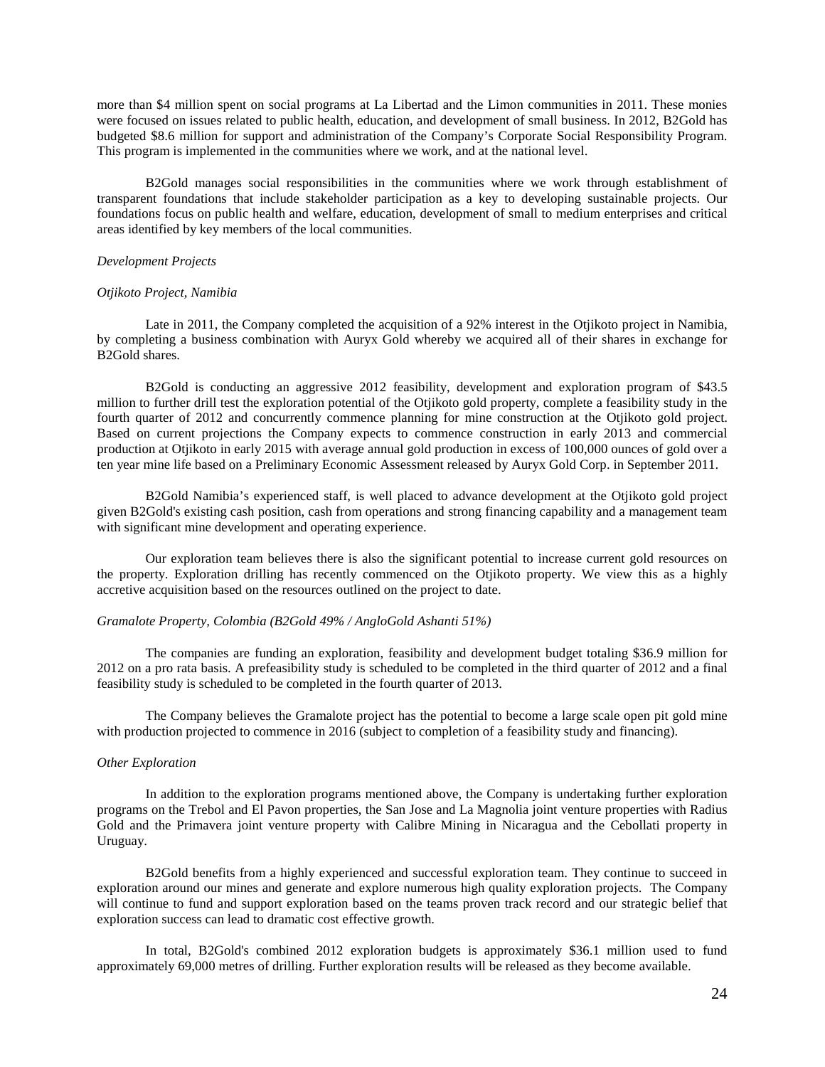more than $4 million spent on social programs at La Libertad and the Limon communities in 2011. These monies were focused on issues related to public health, education, and development of small business. In 2012, B2Gold has budgeted $8.6 million for support and administration of the Company's Corporate Social Responsibility Program. This program is implemented in the communities where we work, and at the national level.

B2Gold manages social responsibilities in the communities where we work through establishment of transparent foundations that include stakeholder participation as a key to developing sustainable projects. Our foundations focus on public health and welfare, education, development of small to medium enterprises and critical areas identified by key members of the local communities.

*Development Projects*

*Otjikoto Project, Namibia*

Late in 2011, the Company completed the acquisition of a 92% interest in the Otjikoto project in Namibia, by completing a business combination with Auryx Gold whereby we acquired all of their shares in exchange for B2Gold shares.

B2Gold is conducting an aggressive 2012 feasibility, development and exploration program of $43.5 million to further drill test the exploration potential of the Otjikoto gold property, complete a feasibility study in the fourth quarter of 2012 and concurrently commence planning for mine construction at the Otjikoto gold project. Based on current projections the Company expects to commence construction in early 2013 and commercial production at Otjikoto in early 2015 with average annual gold production in excess of 100,000 ounces of gold over a ten year mine life based on a Preliminary Economic Assessment released by Auryx Gold Corp. in September 2011.

B2Gold Namibia's experienced staff, is well placed to advance development at the Otjikoto gold project given B2Gold's existing cash position, cash from operations and strong financing capability and a management team with significant mine development and operating experience.

Our exploration team believes there is also the significant potential to increase current gold resources on the property. Exploration drilling has recently commenced on the Otjikoto property. We view this as a highly accretive acquisition based on the resources outlined on the project to date.

*Gramalote Property, Colombia (B2Gold 49% / AngloGold Ashanti 51%)*

The companies are funding an exploration, feasibility and development budget totaling $36.9 million for 2012 on a pro rata basis. A prefeasibility study is scheduled to be completed in the third quarter of 2012 and a final feasibility study is scheduled to be completed in the fourth quarter of 2013.

The Company believes the Gramalote project has the potential to become a large scale open pit gold mine with production projected to commence in 2016 (subject to completion of a feasibility study and financing).

*Other Exploration*

In addition to the exploration programs mentioned above, the Company is undertaking further exploration programs on the Trebol and El Pavon properties, the San Jose and La Magnolia joint venture properties with Radius Gold and the Primavera joint venture property with Calibre Mining in Nicaragua and the Cebollati property in Uruguay.

B2Gold benefits from a highly experienced and successful exploration team. They continue to succeed in exploration around our mines and generate and explore numerous high quality exploration projects. The Company will continue to fund and support exploration based on the teams proven track record and our strategic belief that exploration success can lead to dramatic cost effective growth.

In total, B2Gold's combined 2012 exploration budgets is approximately $36.1 million used to fund approximately 69,000 metres of drilling. Further exploration results will be released as they become available.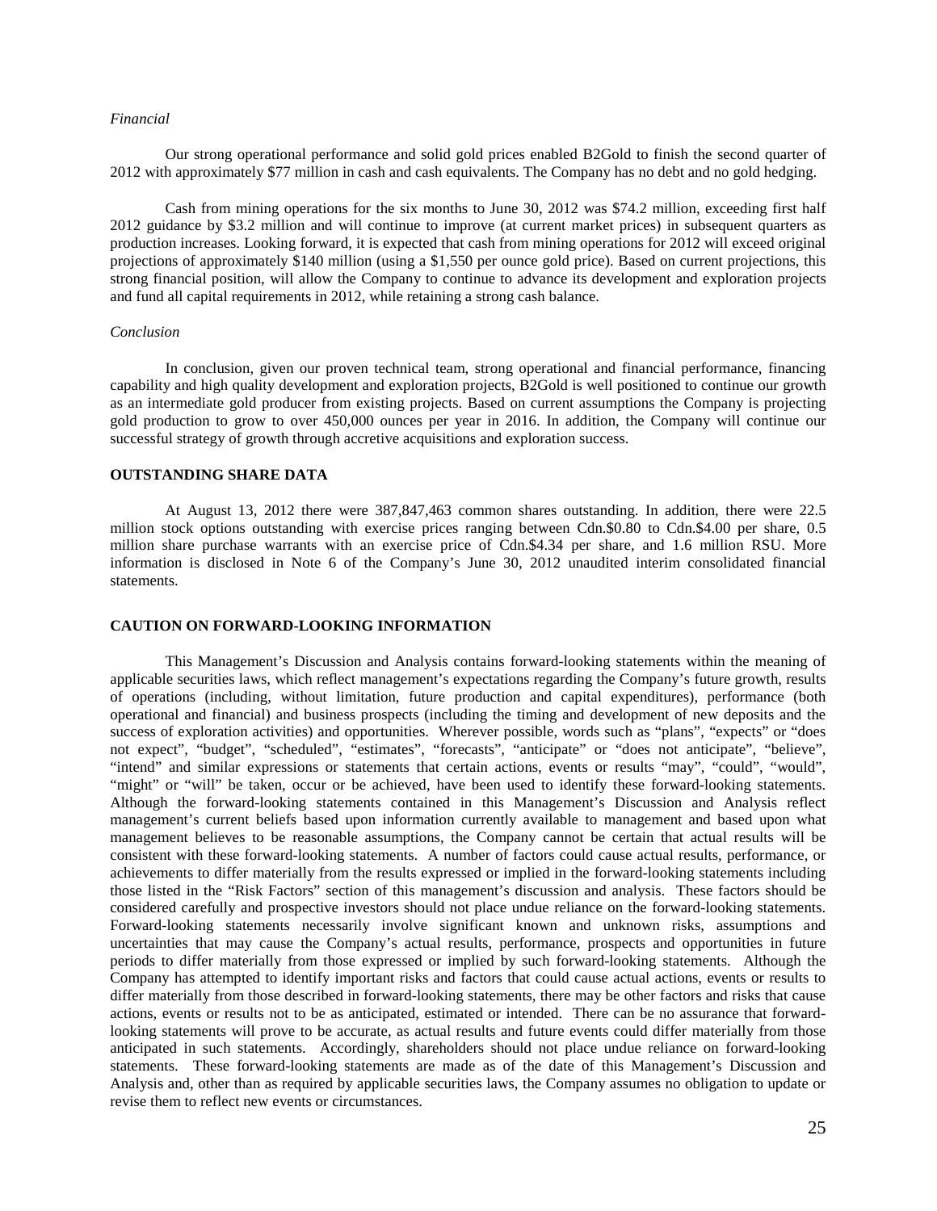*Financial*

Our strong operational performance and solid gold prices enabled B2Gold to finish the second quarter of 2012 with approximately $77 million in cash and cash equivalents. The Company has no debt and no gold hedging.

Cash from mining operations for the six months to June 30, 2012 was $74.2 million, exceeding first half 2012 guidance by $3.2 million and will continue to improve (at current market prices) in subsequent quarters as production increases. Looking forward, it is expected that cash from mining operations for 2012 will exceed original projections of approximately $140 million (using a $1,550 per ounce gold price). Based on current projections, this strong financial position, will allow the Company to continue to advance its development and exploration projects and fund all capital requirements in 2012, while retaining a strong cash balance.

*Conclusion*

In conclusion, given our proven technical team, strong operational and financial performance, financing capability and high quality development and exploration projects, B2Gold is well positioned to continue our growth as an intermediate gold producer from existing projects. Based on current assumptions the Company is projecting gold production to grow to over 450,000 ounces per year in 2016. In addition, the Company will continue our successful strategy of growth through accretive acquisitions and exploration success.

**OUTSTANDING SHARE DATA**

At August 13, 2012 there were 387,847,463 common shares outstanding. In addition, there were 22.5 million stock options outstanding with exercise prices ranging between Cdn.$0.80 to Cdn.$4.00 per share, 0.5 million share purchase warrants with an exercise price of Cdn.$4.34 per share, and 1.6 million RSU. More information is disclosed in Note 6 of the Company's June 30, 2012 unaudited interim consolidated financial statements.

**CAUTION ON FORWARD-LOOKING INFORMATION**

This Management's Discussion and Analysis contains forward-looking statements within the meaning of applicable securities laws, which reflect management's expectations regarding the Company's future growth, results of operations (including, without limitation, future production and capital expenditures), performance (both operational and financial) and business prospects (including the timing and development of new deposits and the success of exploration activities) and opportunities. Wherever possible, words such as "plans", "expects" or "does not expect", "budget", "scheduled", "estimates", "forecasts", "anticipate" or "does not anticipate", "believe", "intend" and similar expressions or statements that certain actions, events or results "may", "could", "would", "might" or "will" be taken, occur or be achieved, have been used to identify these forward-looking statements. Although the forward-looking statements contained in this Management's Discussion and Analysis reflect management's current beliefs based upon information currently available to management and based upon what management believes to be reasonable assumptions, the Company cannot be certain that actual results will be consistent with these forward-looking statements. A number of factors could cause actual results, performance, or achievements to differ materially from the results expressed or implied in the forward-looking statements including those listed in the "Risk Factors" section of this management's discussion and analysis. These factors should be considered carefully and prospective investors should not place undue reliance on the forward-looking statements. Forward-looking statements necessarily involve significant known and unknown risks, assumptions and uncertainties that may cause the Company's actual results, performance, prospects and opportunities in future periods to differ materially from those expressed or implied by such forward-looking statements. Although the Company has attempted to identify important risks and factors that could cause actual actions, events or results to differ materially from those described in forward-looking statements, there may be other factors and risks that cause actions, events or results not to be as anticipated, estimated or intended. There can be no assurance that forward-looking statements will prove to be accurate, as actual results and future events could differ materially from those anticipated in such statements. Accordingly, shareholders should not place undue reliance on forward-looking statements. These forward-looking statements are made as of the date of this Management's Discussion and Analysis and, other than as required by applicable securities laws, the Company assumes no obligation to update or revise them to reflect new events or circumstances.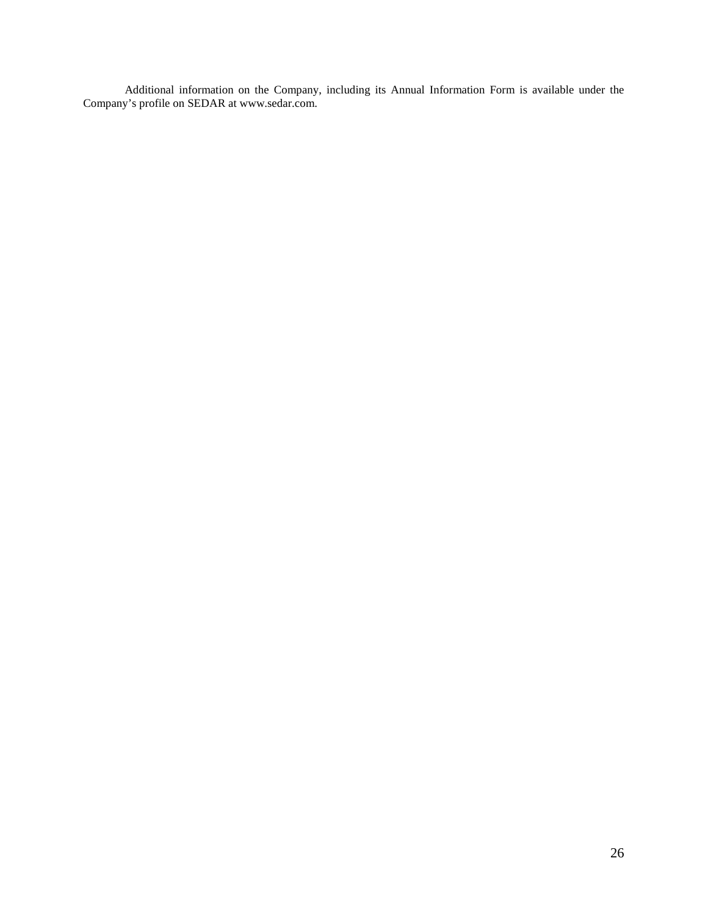Additional information on the Company, including its Annual Information Form is available under the Company's profile on SEDAR at www.sedar.com.